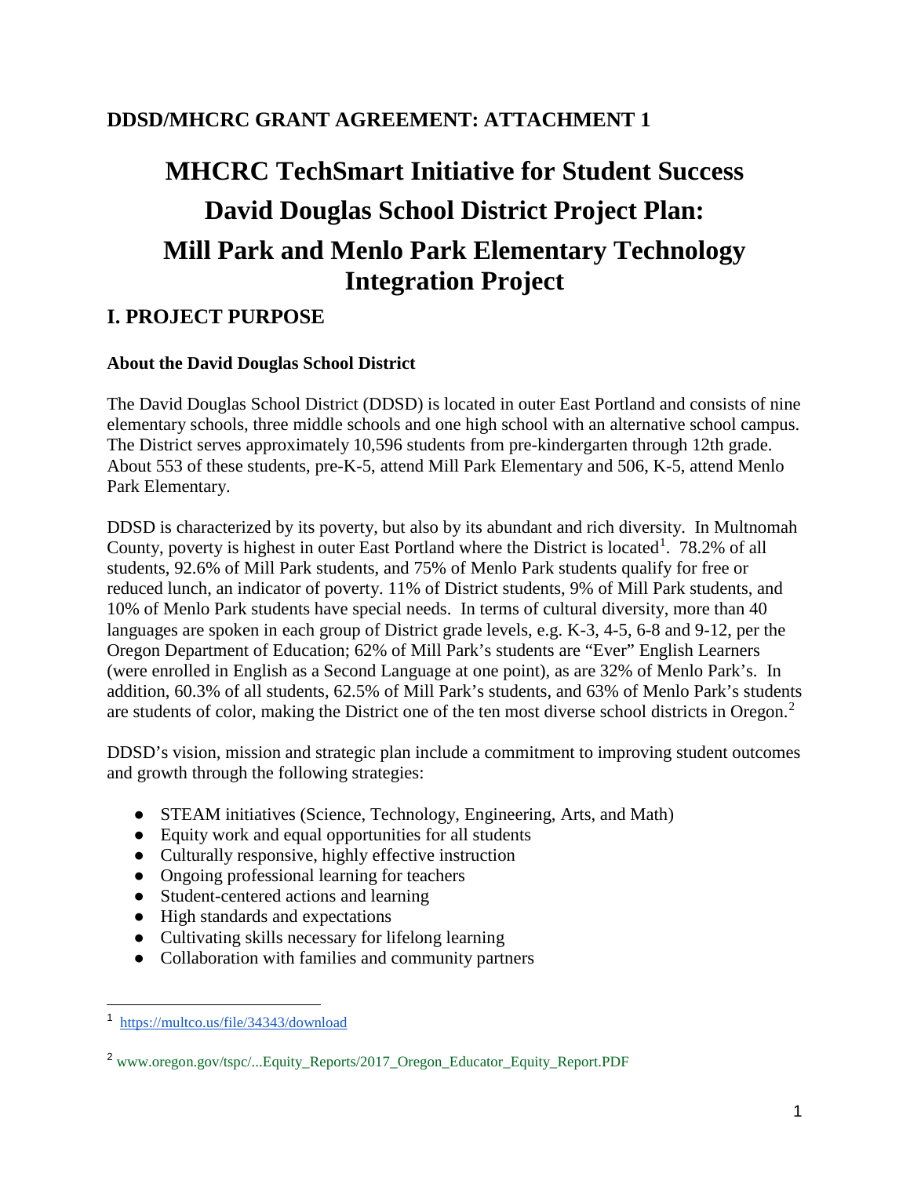## DDSD/MHCRC GRANT AGREEMENT: ATTACHMENT 1

# MHCRC TechSmart Initiative for Student Success
# David Douglas School District Project Plan:
# Mill Park and Menlo Park Elementary Technology Integration Project

## I. PROJECT PURPOSE

### About the David Douglas School District

The David Douglas School District (DDSD) is located in outer East Portland and consists of nine elementary schools, three middle schools and one high school with an alternative school campus. The District serves approximately 10,596 students from pre-kindergarten through 12th grade. About 553 of these students, pre-K-5, attend Mill Park Elementary and 506, K-5, attend Menlo Park Elementary.

DDSD is characterized by its poverty, but also by its abundant and rich diversity. In Multnomah County, poverty is highest in outer East Portland where the District is located[1]. 78.2% of all students, 92.6% of Mill Park students, and 75% of Menlo Park students qualify for free or reduced lunch, an indicator of poverty. 11% of District students, 9% of Mill Park students, and 10% of Menlo Park students have special needs. In terms of cultural diversity, more than 40 languages are spoken in each group of District grade levels, e.g. K-3, 4-5, 6-8 and 9-12, per the Oregon Department of Education; 62% of Mill Park's students are "Ever" English Learners (were enrolled in English as a Second Language at one point), as are 32% of Menlo Park's. In addition, 60.3% of all students, 62.5% of Mill Park's students, and 63% of Menlo Park's students are students of color, making the District one of the ten most diverse school districts in Oregon.[2]

DDSD's vision, mission and strategic plan include a commitment to improving student outcomes and growth through the following strategies:

- STEAM initiatives (Science, Technology, Engineering, Arts, and Math)
- Equity work and equal opportunities for all students
- Culturally responsive, highly effective instruction
- Ongoing professional learning for teachers
- Student-centered actions and learning
- High standards and expectations
- Cultivating skills necessary for lifelong learning
- Collaboration with families and community partners

---

[1] https://multco.us/file/34343/download

[2] www.oregon.gov/tspc/...Equity_Reports/2017_Oregon_Educator_Equity_Report.PDF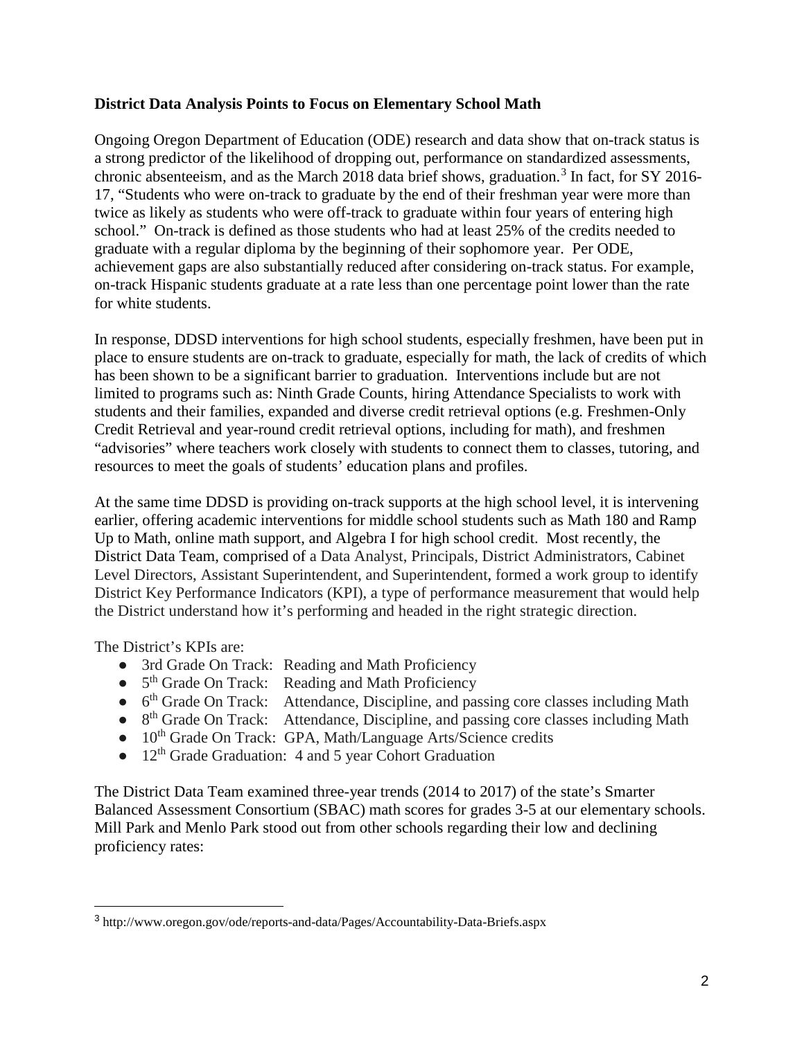**District Data Analysis Points to Focus on Elementary School Math**

Ongoing Oregon Department of Education (ODE) research and data show that on-track status is a strong predictor of the likelihood of dropping out, performance on standardized assessments, chronic absenteeism, and as the March 2018 data brief shows, graduation.[3] In fact, for SY 2016-17, "Students who were on-track to graduate by the end of their freshman year were more than twice as likely as students who were off-track to graduate within four years of entering high school." On-track is defined as those students who had at least 25% of the credits needed to graduate with a regular diploma by the beginning of their sophomore year. Per ODE, achievement gaps are also substantially reduced after considering on-track status. For example, on-track Hispanic students graduate at a rate less than one percentage point lower than the rate for white students.

In response, DDSD interventions for high school students, especially freshmen, have been put in place to ensure students are on-track to graduate, especially for math, the lack of credits of which has been shown to be a significant barrier to graduation. Interventions include but are not limited to programs such as: Ninth Grade Counts, hiring Attendance Specialists to work with students and their families, expanded and diverse credit retrieval options (e.g. Freshmen-Only Credit Retrieval and year-round credit retrieval options, including for math), and freshmen "advisories" where teachers work closely with students to connect them to classes, tutoring, and resources to meet the goals of students' education plans and profiles.

At the same time DDSD is providing on-track supports at the high school level, it is intervening earlier, offering academic interventions for middle school students such as Math 180 and Ramp Up to Math, online math support, and Algebra I for high school credit. Most recently, the District Data Team, comprised of a Data Analyst, Principals, District Administrators, Cabinet Level Directors, Assistant Superintendent, and Superintendent, formed a work group to identify District Key Performance Indicators (KPI), a type of performance measurement that would help the District understand how it's performing and headed in the right strategic direction.

The District's KPIs are:

- 3rd Grade On Track: Reading and Math Proficiency
- 5th Grade On Track: Reading and Math Proficiency
- 6th Grade On Track: Attendance, Discipline, and passing core classes including Math
- 8th Grade On Track: Attendance, Discipline, and passing core classes including Math
- 10th Grade On Track: GPA, Math/Language Arts/Science credits
- 12th Grade Graduation: 4 and 5 year Cohort Graduation

The District Data Team examined three-year trends (2014 to 2017) of the state's Smarter Balanced Assessment Consortium (SBAC) math scores for grades 3-5 at our elementary schools. Mill Park and Menlo Park stood out from other schools regarding their low and declining proficiency rates:

[3] http://www.oregon.gov/ode/reports-and-data/Pages/Accountability-Data-Briefs.aspx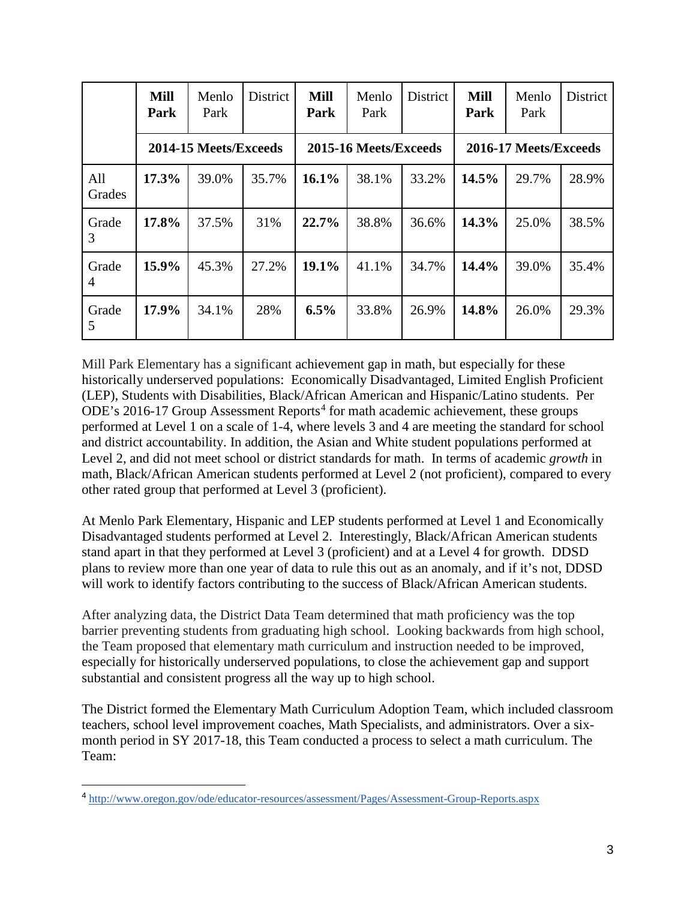| | **Mill Park** | Menlo Park | District | **Mill Park** | Menlo Park | District | **Mill Park** | Menlo Park | District |
|---|---|---|---|---|---|---|---|---|---|
| | **2014-15 Meets/Exceeds** | | | **2015-16 Meets/Exceeds** | | | **2016-17 Meets/Exceeds** | | |
| All Grades | **17.3%** | 39.0% | 35.7% | **16.1%** | 38.1% | 33.2% | **14.5%** | 29.7% | 28.9% |
| Grade 3 | **17.8%** | 37.5% | 31% | **22.7%** | 38.8% | 36.6% | **14.3%** | 25.0% | 38.5% |
| Grade 4 | **15.9%** | 45.3% | 27.2% | **19.1%** | 41.1% | 34.7% | **14.4%** | 39.0% | 35.4% |
| Grade 5 | **17.9%** | 34.1% | 28% | **6.5%** | 33.8% | 26.9% | **14.8%** | 26.0% | 29.3% |

Mill Park Elementary has a significant achievement gap in math, but especially for these historically underserved populations: Economically Disadvantaged, Limited English Proficient (LEP), Students with Disabilities, Black/African American and Hispanic/Latino students. Per ODE's 2016-17 Group Assessment Reports[4] for math academic achievement, these groups performed at Level 1 on a scale of 1-4, where levels 3 and 4 are meeting the standard for school and district accountability. In addition, the Asian and White student populations performed at Level 2, and did not meet school or district standards for math. In terms of academic *growth* in math, Black/African American students performed at Level 2 (not proficient), compared to every other rated group that performed at Level 3 (proficient).

At Menlo Park Elementary, Hispanic and LEP students performed at Level 1 and Economically Disadvantaged students performed at Level 2. Interestingly, Black/African American students stand apart in that they performed at Level 3 (proficient) and at a Level 4 for growth. DDSD plans to review more than one year of data to rule this out as an anomaly, and if it's not, DDSD will work to identify factors contributing to the success of Black/African American students.

After analyzing data, the District Data Team determined that math proficiency was the top barrier preventing students from graduating high school. Looking backwards from high school, the Team proposed that elementary math curriculum and instruction needed to be improved, especially for historically underserved populations, to close the achievement gap and support substantial and consistent progress all the way up to high school.

The District formed the Elementary Math Curriculum Adoption Team, which included classroom teachers, school level improvement coaches, Math Specialists, and administrators. Over a six-month period in SY 2017-18, this Team conducted a process to select a math curriculum. The Team:

---

[4] http://www.oregon.gov/ode/educator-resources/assessment/Pages/Assessment-Group-Reports.aspx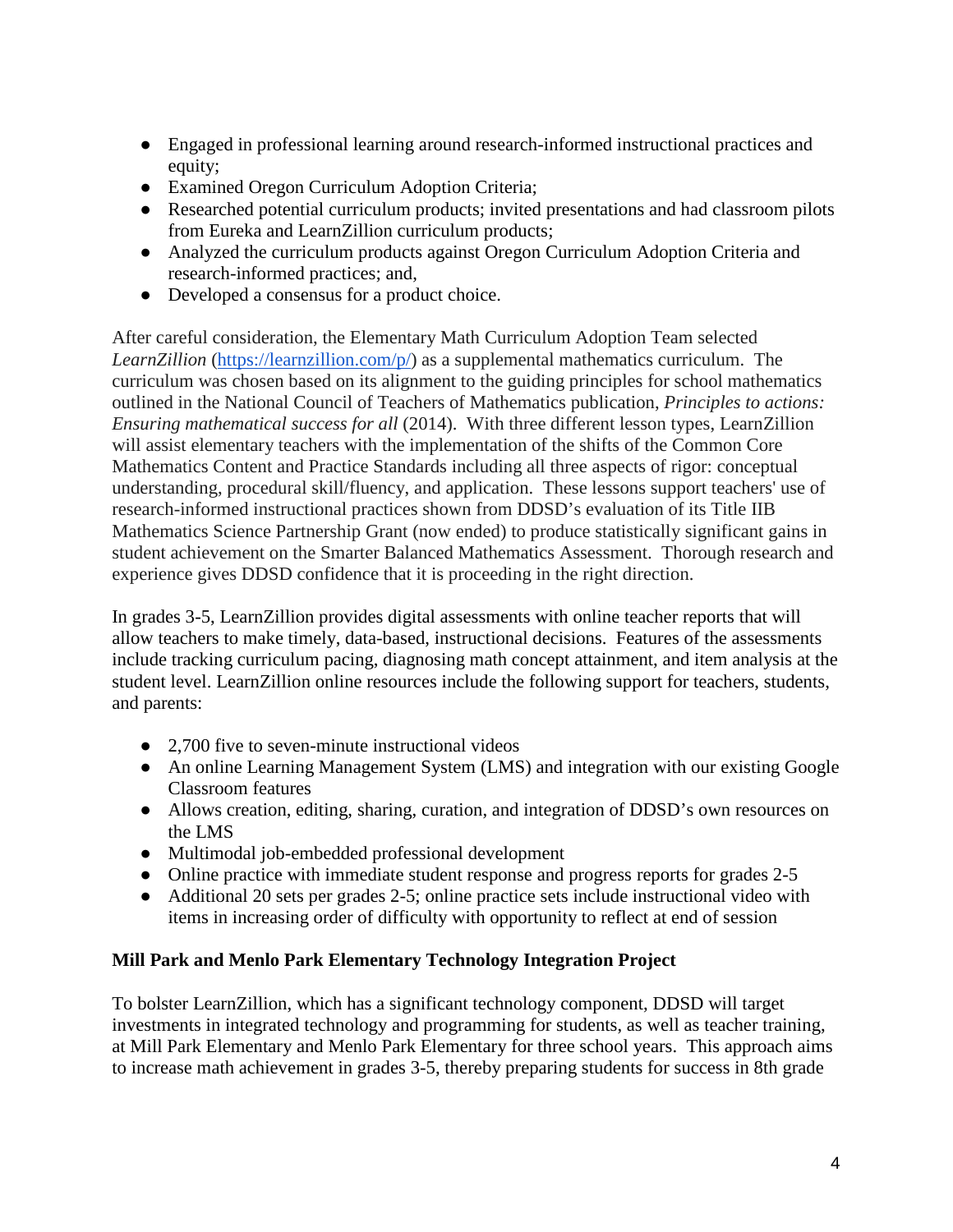- Engaged in professional learning around research-informed instructional practices and equity;
- Examined Oregon Curriculum Adoption Criteria;
- Researched potential curriculum products; invited presentations and had classroom pilots from Eureka and LearnZillion curriculum products;
- Analyzed the curriculum products against Oregon Curriculum Adoption Criteria and research-informed practices; and,
- Developed a consensus for a product choice.

After careful consideration, the Elementary Math Curriculum Adoption Team selected *LearnZillion* (https://learnzillion.com/p/) as a supplemental mathematics curriculum. The curriculum was chosen based on its alignment to the guiding principles for school mathematics outlined in the National Council of Teachers of Mathematics publication, *Principles to actions: Ensuring mathematical success for all* (2014). With three different lesson types, LearnZillion will assist elementary teachers with the implementation of the shifts of the Common Core Mathematics Content and Practice Standards including all three aspects of rigor: conceptual understanding, procedural skill/fluency, and application. These lessons support teachers' use of research-informed instructional practices shown from DDSD's evaluation of its Title IIB Mathematics Science Partnership Grant (now ended) to produce statistically significant gains in student achievement on the Smarter Balanced Mathematics Assessment. Thorough research and experience gives DDSD confidence that it is proceeding in the right direction.

In grades 3-5, LearnZillion provides digital assessments with online teacher reports that will allow teachers to make timely, data-based, instructional decisions. Features of the assessments include tracking curriculum pacing, diagnosing math concept attainment, and item analysis at the student level. LearnZillion online resources include the following support for teachers, students, and parents:

- 2,700 five to seven-minute instructional videos
- An online Learning Management System (LMS) and integration with our existing Google Classroom features
- Allows creation, editing, sharing, curation, and integration of DDSD's own resources on the LMS
- Multimodal job-embedded professional development
- Online practice with immediate student response and progress reports for grades 2-5
- Additional 20 sets per grades 2-5; online practice sets include instructional video with items in increasing order of difficulty with opportunity to reflect at end of session

**Mill Park and Menlo Park Elementary Technology Integration Project**

To bolster LearnZillion, which has a significant technology component, DDSD will target investments in integrated technology and programming for students, as well as teacher training, at Mill Park Elementary and Menlo Park Elementary for three school years. This approach aims to increase math achievement in grades 3-5, thereby preparing students for success in 8th grade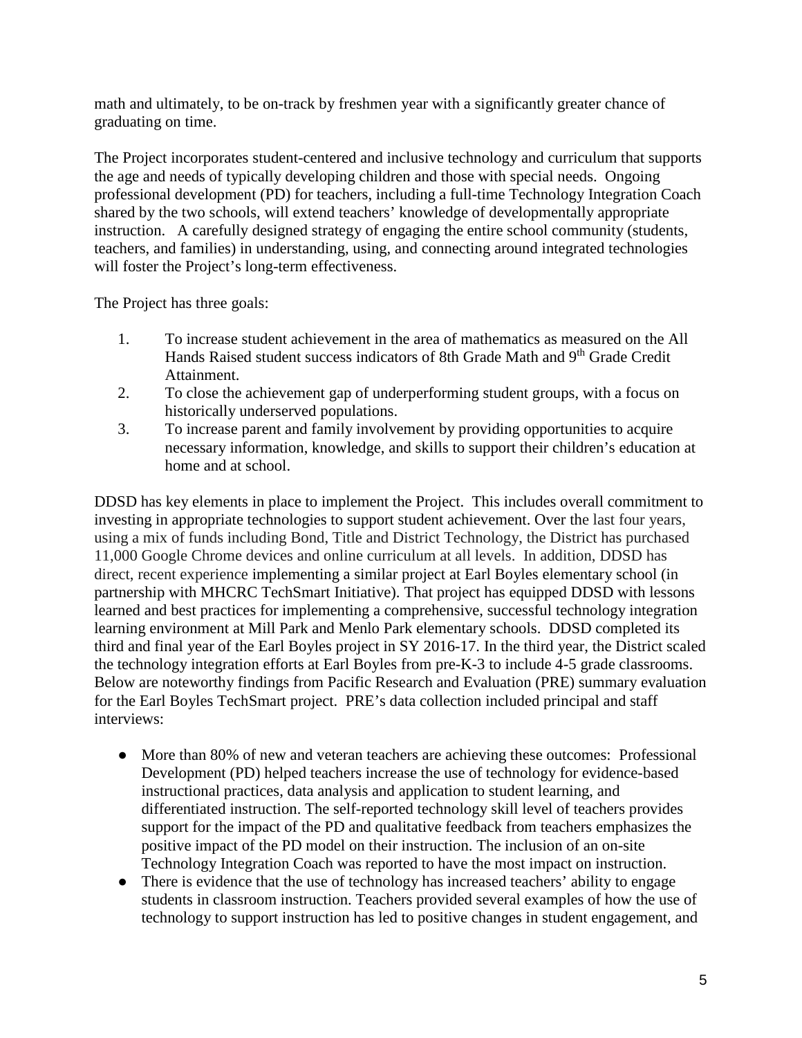math and ultimately, to be on-track by freshmen year with a significantly greater chance of graduating on time.

The Project incorporates student-centered and inclusive technology and curriculum that supports the age and needs of typically developing children and those with special needs. Ongoing professional development (PD) for teachers, including a full-time Technology Integration Coach shared by the two schools, will extend teachers' knowledge of developmentally appropriate instruction. A carefully designed strategy of engaging the entire school community (students, teachers, and families) in understanding, using, and connecting around integrated technologies will foster the Project's long-term effectiveness.

The Project has three goals:

1. To increase student achievement in the area of mathematics as measured on the All Hands Raised student success indicators of 8th Grade Math and 9th Grade Credit Attainment.
2. To close the achievement gap of underperforming student groups, with a focus on historically underserved populations.
3. To increase parent and family involvement by providing opportunities to acquire necessary information, knowledge, and skills to support their children's education at home and at school.

DDSD has key elements in place to implement the Project. This includes overall commitment to investing in appropriate technologies to support student achievement. Over the last four years, using a mix of funds including Bond, Title and District Technology, the District has purchased 11,000 Google Chrome devices and online curriculum at all levels. In addition, DDSD has direct, recent experience implementing a similar project at Earl Boyles elementary school (in partnership with MHCRC TechSmart Initiative). That project has equipped DDSD with lessons learned and best practices for implementing a comprehensive, successful technology integration learning environment at Mill Park and Menlo Park elementary schools. DDSD completed its third and final year of the Earl Boyles project in SY 2016-17. In the third year, the District scaled the technology integration efforts at Earl Boyles from pre-K-3 to include 4-5 grade classrooms. Below are noteworthy findings from Pacific Research and Evaluation (PRE) summary evaluation for the Earl Boyles TechSmart project. PRE's data collection included principal and staff interviews:

- More than 80% of new and veteran teachers are achieving these outcomes: Professional Development (PD) helped teachers increase the use of technology for evidence-based instructional practices, data analysis and application to student learning, and differentiated instruction. The self-reported technology skill level of teachers provides support for the impact of the PD and qualitative feedback from teachers emphasizes the positive impact of the PD model on their instruction. The inclusion of an on-site Technology Integration Coach was reported to have the most impact on instruction.
- There is evidence that the use of technology has increased teachers' ability to engage students in classroom instruction. Teachers provided several examples of how the use of technology to support instruction has led to positive changes in student engagement, and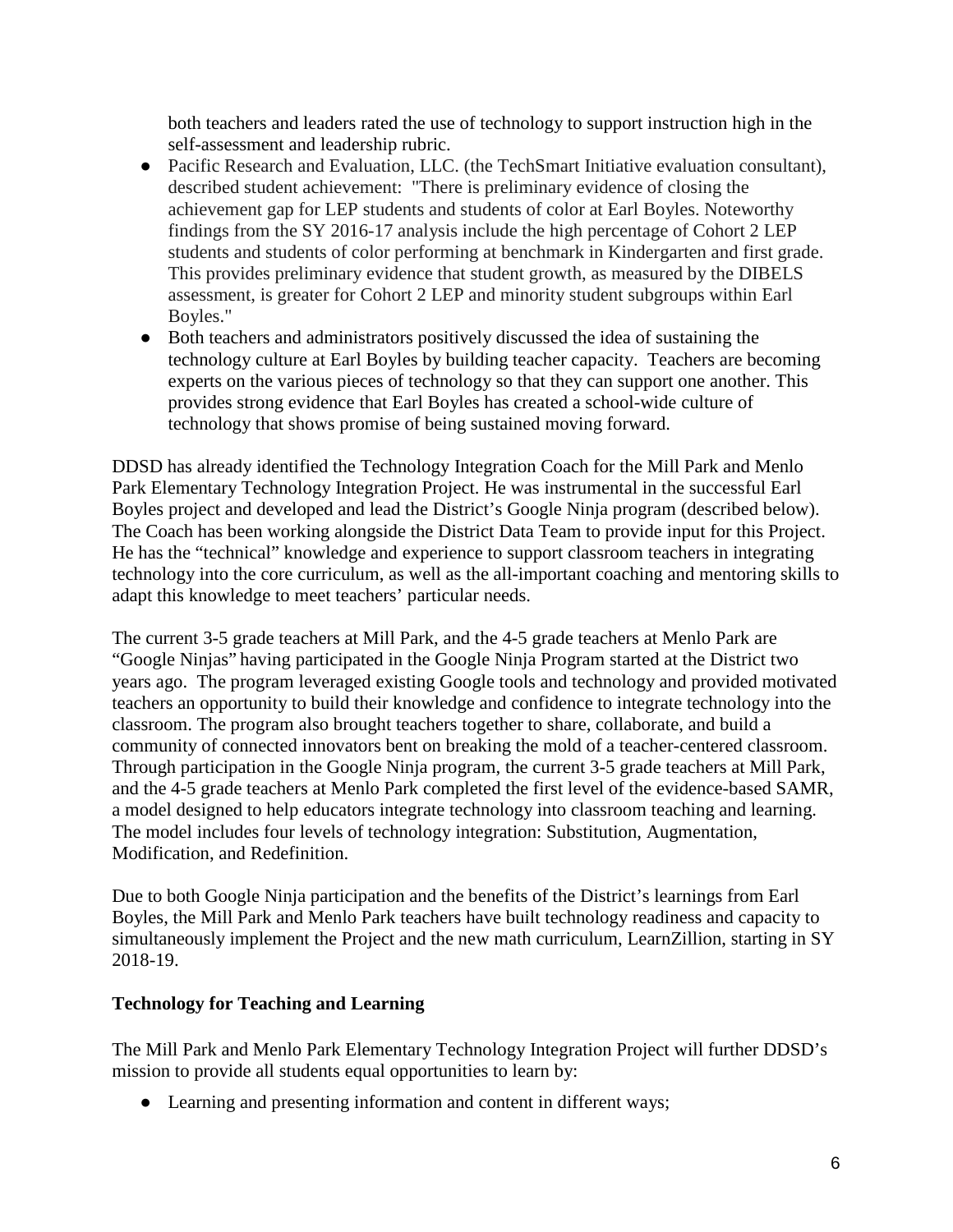both teachers and leaders rated the use of technology to support instruction high in the self-assessment and leadership rubric.

- Pacific Research and Evaluation, LLC. (the TechSmart Initiative evaluation consultant), described student achievement: "There is preliminary evidence of closing the achievement gap for LEP students and students of color at Earl Boyles. Noteworthy findings from the SY 2016-17 analysis include the high percentage of Cohort 2 LEP students and students of color performing at benchmark in Kindergarten and first grade. This provides preliminary evidence that student growth, as measured by the DIBELS assessment, is greater for Cohort 2 LEP and minority student subgroups within Earl Boyles."
- Both teachers and administrators positively discussed the idea of sustaining the technology culture at Earl Boyles by building teacher capacity. Teachers are becoming experts on the various pieces of technology so that they can support one another. This provides strong evidence that Earl Boyles has created a school-wide culture of technology that shows promise of being sustained moving forward.

DDSD has already identified the Technology Integration Coach for the Mill Park and Menlo Park Elementary Technology Integration Project. He was instrumental in the successful Earl Boyles project and developed and lead the District's Google Ninja program (described below). The Coach has been working alongside the District Data Team to provide input for this Project. He has the "technical" knowledge and experience to support classroom teachers in integrating technology into the core curriculum, as well as the all-important coaching and mentoring skills to adapt this knowledge to meet teachers' particular needs.

The current 3-5 grade teachers at Mill Park, and the 4-5 grade teachers at Menlo Park are "Google Ninjas" having participated in the Google Ninja Program started at the District two years ago. The program leveraged existing Google tools and technology and provided motivated teachers an opportunity to build their knowledge and confidence to integrate technology into the classroom. The program also brought teachers together to share, collaborate, and build a community of connected innovators bent on breaking the mold of a teacher-centered classroom. Through participation in the Google Ninja program, the current 3-5 grade teachers at Mill Park, and the 4-5 grade teachers at Menlo Park completed the first level of the evidence-based SAMR, a model designed to help educators integrate technology into classroom teaching and learning. The model includes four levels of technology integration: Substitution, Augmentation, Modification, and Redefinition.

Due to both Google Ninja participation and the benefits of the District's learnings from Earl Boyles, the Mill Park and Menlo Park teachers have built technology readiness and capacity to simultaneously implement the Project and the new math curriculum, LearnZillion, starting in SY 2018-19.

**Technology for Teaching and Learning**

The Mill Park and Menlo Park Elementary Technology Integration Project will further DDSD's mission to provide all students equal opportunities to learn by:

- Learning and presenting information and content in different ways;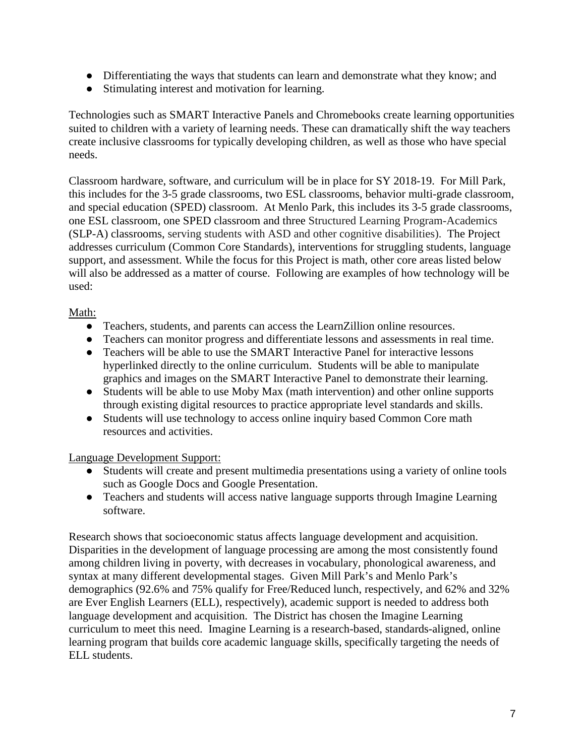- Differentiating the ways that students can learn and demonstrate what they know; and
- Stimulating interest and motivation for learning.

Technologies such as SMART Interactive Panels and Chromebooks create learning opportunities suited to children with a variety of learning needs. These can dramatically shift the way teachers create inclusive classrooms for typically developing children, as well as those who have special needs.

Classroom hardware, software, and curriculum will be in place for SY 2018-19. For Mill Park, this includes for the 3-5 grade classrooms, two ESL classrooms, behavior multi-grade classroom, and special education (SPED) classroom. At Menlo Park, this includes its 3-5 grade classrooms, one ESL classroom, one SPED classroom and three Structured Learning Program-Academics (SLP-A) classrooms, serving students with ASD and other cognitive disabilities). The Project addresses curriculum (Common Core Standards), interventions for struggling students, language support, and assessment. While the focus for this Project is math, other core areas listed below will also be addressed as a matter of course. Following are examples of how technology will be used:

<u>Math:</u>

- Teachers, students, and parents can access the LearnZillion online resources.
- Teachers can monitor progress and differentiate lessons and assessments in real time.
- Teachers will be able to use the SMART Interactive Panel for interactive lessons hyperlinked directly to the online curriculum. Students will be able to manipulate graphics and images on the SMART Interactive Panel to demonstrate their learning.
- Students will be able to use Moby Max (math intervention) and other online supports through existing digital resources to practice appropriate level standards and skills.
- Students will use technology to access online inquiry based Common Core math resources and activities.

<u>Language Development Support:</u>

- Students will create and present multimedia presentations using a variety of online tools such as Google Docs and Google Presentation.
- Teachers and students will access native language supports through Imagine Learning software.

Research shows that socioeconomic status affects language development and acquisition. Disparities in the development of language processing are among the most consistently found among children living in poverty, with decreases in vocabulary, phonological awareness, and syntax at many different developmental stages. Given Mill Park's and Menlo Park's demographics (92.6% and 75% qualify for Free/Reduced lunch, respectively, and 62% and 32% are Ever English Learners (ELL), respectively), academic support is needed to address both language development and acquisition. The District has chosen the Imagine Learning curriculum to meet this need. Imagine Learning is a research-based, standards-aligned, online learning program that builds core academic language skills, specifically targeting the needs of ELL students.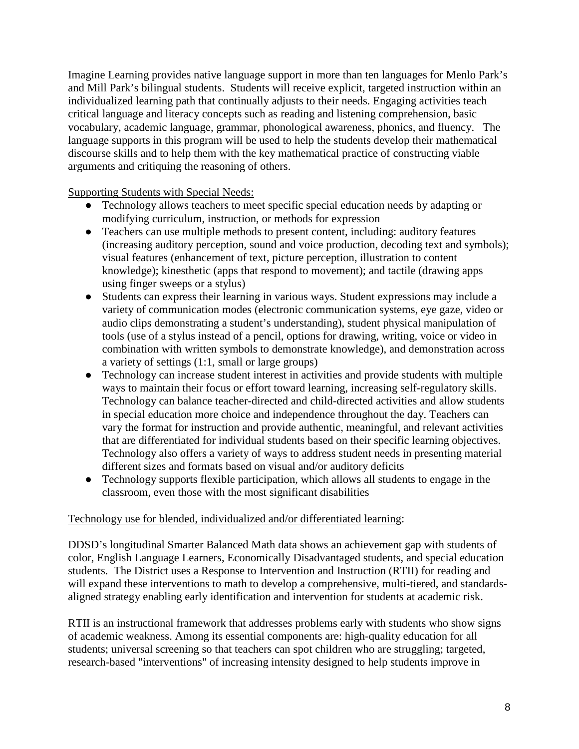Imagine Learning provides native language support in more than ten languages for Menlo Park's and Mill Park's bilingual students. Students will receive explicit, targeted instruction within an individualized learning path that continually adjusts to their needs. Engaging activities teach critical language and literacy concepts such as reading and listening comprehension, basic vocabulary, academic language, grammar, phonological awareness, phonics, and fluency. The language supports in this program will be used to help the students develop their mathematical discourse skills and to help them with the key mathematical practice of constructing viable arguments and critiquing the reasoning of others.

Supporting Students with Special Needs:

- Technology allows teachers to meet specific special education needs by adapting or modifying curriculum, instruction, or methods for expression
- Teachers can use multiple methods to present content, including: auditory features (increasing auditory perception, sound and voice production, decoding text and symbols); visual features (enhancement of text, picture perception, illustration to content knowledge); kinesthetic (apps that respond to movement); and tactile (drawing apps using finger sweeps or a stylus)
- Students can express their learning in various ways. Student expressions may include a variety of communication modes (electronic communication systems, eye gaze, video or audio clips demonstrating a student's understanding), student physical manipulation of tools (use of a stylus instead of a pencil, options for drawing, writing, voice or video in combination with written symbols to demonstrate knowledge), and demonstration across a variety of settings (1:1, small or large groups)
- Technology can increase student interest in activities and provide students with multiple ways to maintain their focus or effort toward learning, increasing self-regulatory skills. Technology can balance teacher-directed and child-directed activities and allow students in special education more choice and independence throughout the day. Teachers can vary the format for instruction and provide authentic, meaningful, and relevant activities that are differentiated for individual students based on their specific learning objectives. Technology also offers a variety of ways to address student needs in presenting material different sizes and formats based on visual and/or auditory deficits
- Technology supports flexible participation, which allows all students to engage in the classroom, even those with the most significant disabilities

Technology use for blended, individualized and/or differentiated learning:

DDSD's longitudinal Smarter Balanced Math data shows an achievement gap with students of color, English Language Learners, Economically Disadvantaged students, and special education students. The District uses a Response to Intervention and Instruction (RTII) for reading and will expand these interventions to math to develop a comprehensive, multi-tiered, and standards-aligned strategy enabling early identification and intervention for students at academic risk.

RTII is an instructional framework that addresses problems early with students who show signs of academic weakness. Among its essential components are: high-quality education for all students; universal screening so that teachers can spot children who are struggling; targeted, research-based "interventions" of increasing intensity designed to help students improve in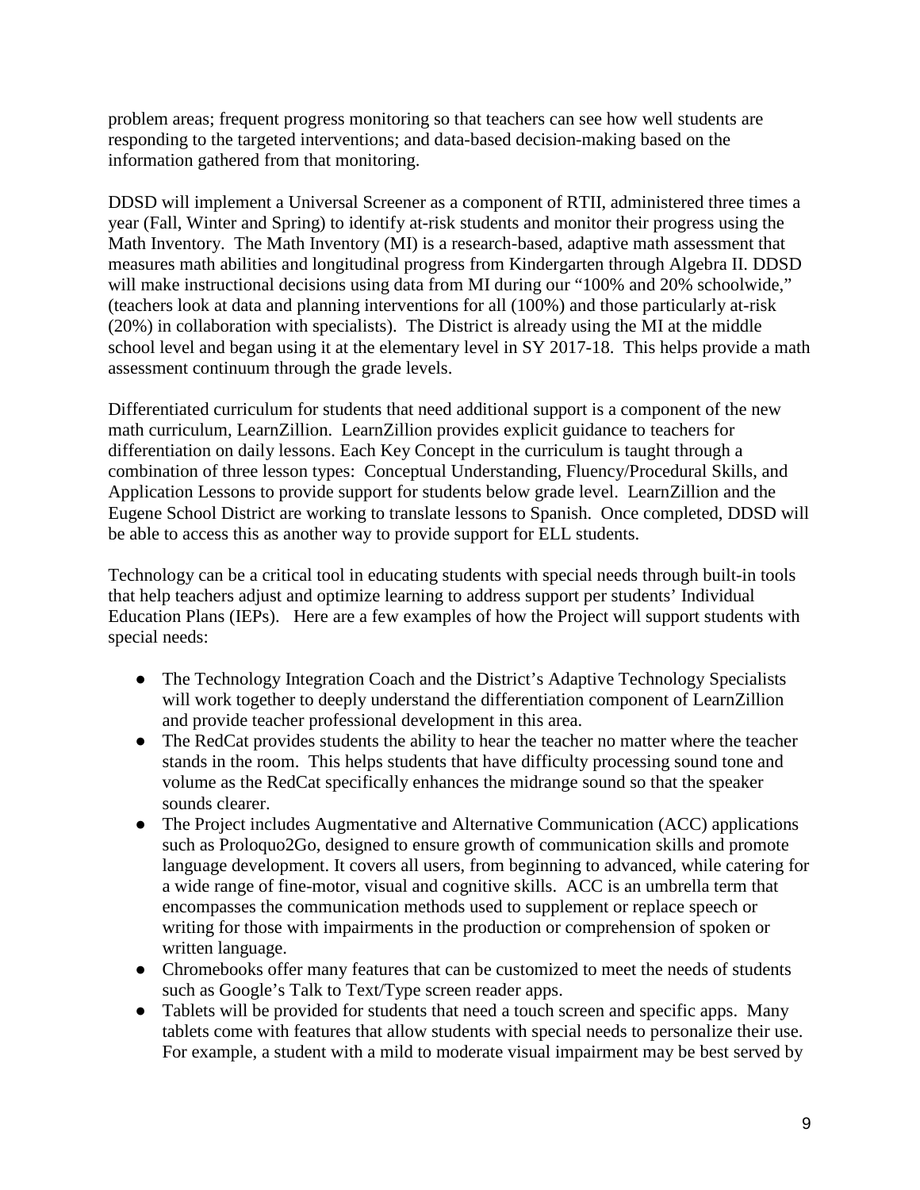problem areas; frequent progress monitoring so that teachers can see how well students are responding to the targeted interventions; and data-based decision-making based on the information gathered from that monitoring.

DDSD will implement a Universal Screener as a component of RTII, administered three times a year (Fall, Winter and Spring) to identify at-risk students and monitor their progress using the Math Inventory. The Math Inventory (MI) is a research-based, adaptive math assessment that measures math abilities and longitudinal progress from Kindergarten through Algebra II. DDSD will make instructional decisions using data from MI during our "100% and 20% schoolwide," (teachers look at data and planning interventions for all (100%) and those particularly at-risk (20%) in collaboration with specialists). The District is already using the MI at the middle school level and began using it at the elementary level in SY 2017-18. This helps provide a math assessment continuum through the grade levels.

Differentiated curriculum for students that need additional support is a component of the new math curriculum, LearnZillion. LearnZillion provides explicit guidance to teachers for differentiation on daily lessons. Each Key Concept in the curriculum is taught through a combination of three lesson types: Conceptual Understanding, Fluency/Procedural Skills, and Application Lessons to provide support for students below grade level. LearnZillion and the Eugene School District are working to translate lessons to Spanish. Once completed, DDSD will be able to access this as another way to provide support for ELL students.

Technology can be a critical tool in educating students with special needs through built-in tools that help teachers adjust and optimize learning to address support per students' Individual Education Plans (IEPs). Here are a few examples of how the Project will support students with special needs:

- The Technology Integration Coach and the District's Adaptive Technology Specialists will work together to deeply understand the differentiation component of LearnZillion and provide teacher professional development in this area.
- The RedCat provides students the ability to hear the teacher no matter where the teacher stands in the room. This helps students that have difficulty processing sound tone and volume as the RedCat specifically enhances the midrange sound so that the speaker sounds clearer.
- The Project includes Augmentative and Alternative Communication (ACC) applications such as Proloquo2Go, designed to ensure growth of communication skills and promote language development. It covers all users, from beginning to advanced, while catering for a wide range of fine-motor, visual and cognitive skills. ACC is an umbrella term that encompasses the communication methods used to supplement or replace speech or writing for those with impairments in the production or comprehension of spoken or written language.
- Chromebooks offer many features that can be customized to meet the needs of students such as Google's Talk to Text/Type screen reader apps.
- Tablets will be provided for students that need a touch screen and specific apps. Many tablets come with features that allow students with special needs to personalize their use. For example, a student with a mild to moderate visual impairment may be best served by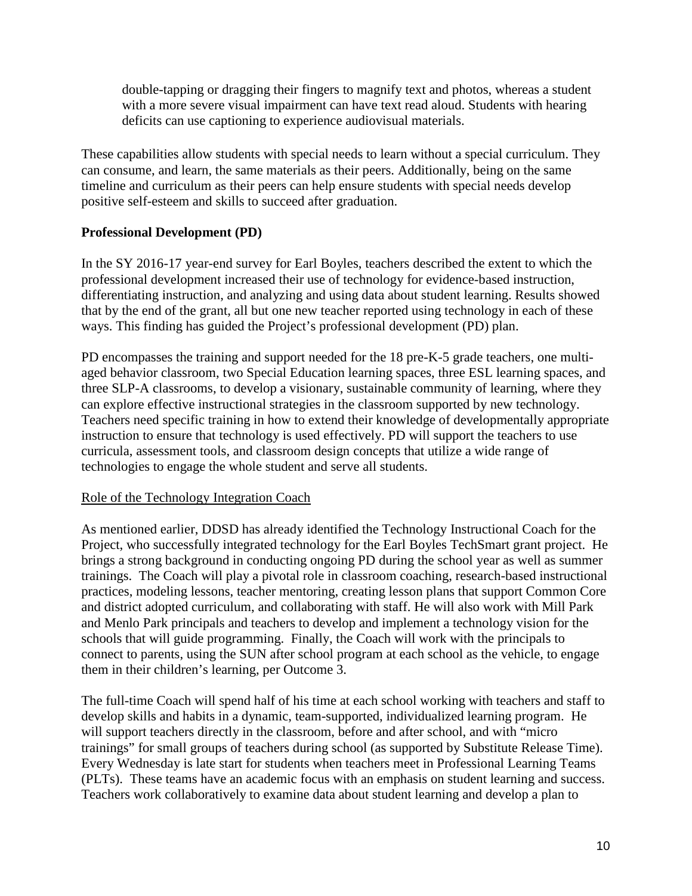double-tapping or dragging their fingers to magnify text and photos, whereas a student with a more severe visual impairment can have text read aloud. Students with hearing deficits can use captioning to experience audiovisual materials.

These capabilities allow students with special needs to learn without a special curriculum. They can consume, and learn, the same materials as their peers. Additionally, being on the same timeline and curriculum as their peers can help ensure students with special needs develop positive self-esteem and skills to succeed after graduation.

**Professional Development (PD)**

In the SY 2016-17 year-end survey for Earl Boyles, teachers described the extent to which the professional development increased their use of technology for evidence-based instruction, differentiating instruction, and analyzing and using data about student learning. Results showed that by the end of the grant, all but one new teacher reported using technology in each of these ways. This finding has guided the Project's professional development (PD) plan.

PD encompasses the training and support needed for the 18 pre-K-5 grade teachers, one multi-aged behavior classroom, two Special Education learning spaces, three ESL learning spaces, and three SLP-A classrooms, to develop a visionary, sustainable community of learning, where they can explore effective instructional strategies in the classroom supported by new technology. Teachers need specific training in how to extend their knowledge of developmentally appropriate instruction to ensure that technology is used effectively. PD will support the teachers to use curricula, assessment tools, and classroom design concepts that utilize a wide range of technologies to engage the whole student and serve all students.

Role of the Technology Integration Coach

As mentioned earlier, DDSD has already identified the Technology Instructional Coach for the Project, who successfully integrated technology for the Earl Boyles TechSmart grant project. He brings a strong background in conducting ongoing PD during the school year as well as summer trainings. The Coach will play a pivotal role in classroom coaching, research-based instructional practices, modeling lessons, teacher mentoring, creating lesson plans that support Common Core and district adopted curriculum, and collaborating with staff. He will also work with Mill Park and Menlo Park principals and teachers to develop and implement a technology vision for the schools that will guide programming. Finally, the Coach will work with the principals to connect to parents, using the SUN after school program at each school as the vehicle, to engage them in their children's learning, per Outcome 3.

The full-time Coach will spend half of his time at each school working with teachers and staff to develop skills and habits in a dynamic, team-supported, individualized learning program. He will support teachers directly in the classroom, before and after school, and with "micro trainings" for small groups of teachers during school (as supported by Substitute Release Time). Every Wednesday is late start for students when teachers meet in Professional Learning Teams (PLTs). These teams have an academic focus with an emphasis on student learning and success. Teachers work collaboratively to examine data about student learning and develop a plan to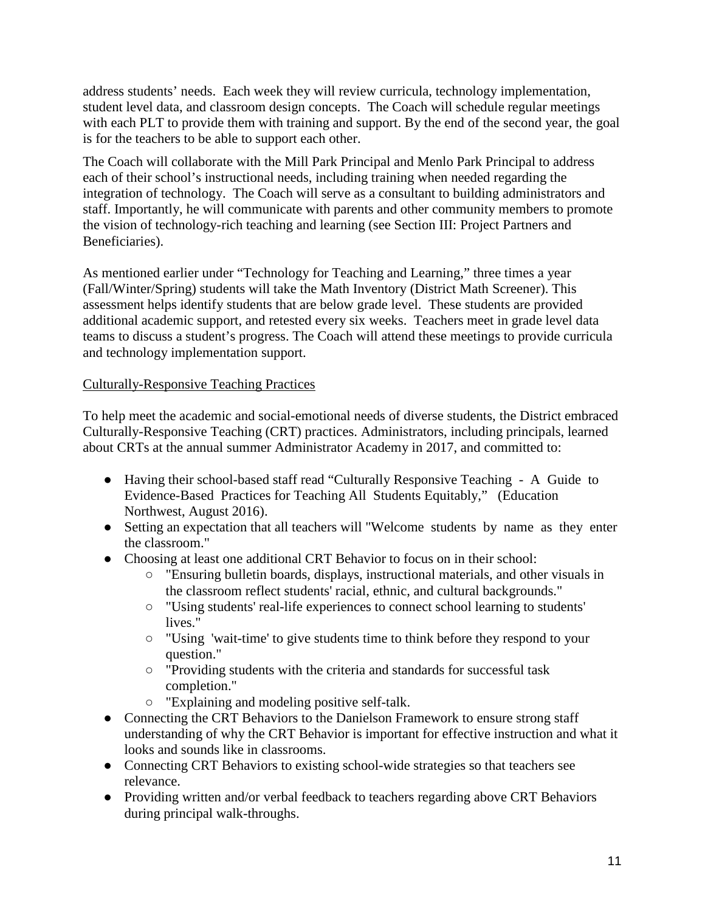address students' needs. Each week they will review curricula, technology implementation, student level data, and classroom design concepts. The Coach will schedule regular meetings with each PLT to provide them with training and support. By the end of the second year, the goal is for the teachers to be able to support each other.

The Coach will collaborate with the Mill Park Principal and Menlo Park Principal to address each of their school's instructional needs, including training when needed regarding the integration of technology. The Coach will serve as a consultant to building administrators and staff. Importantly, he will communicate with parents and other community members to promote the vision of technology-rich teaching and learning (see Section III: Project Partners and Beneficiaries).

As mentioned earlier under "Technology for Teaching and Learning," three times a year (Fall/Winter/Spring) students will take the Math Inventory (District Math Screener). This assessment helps identify students that are below grade level. These students are provided additional academic support, and retested every six weeks. Teachers meet in grade level data teams to discuss a student's progress. The Coach will attend these meetings to provide curricula and technology implementation support.

<u>Culturally-Responsive Teaching Practices</u>

To help meet the academic and social-emotional needs of diverse students, the District embraced Culturally-Responsive Teaching (CRT) practices. Administrators, including principals, learned about CRTs at the annual summer Administrator Academy in 2017, and committed to:

- Having their school-based staff read "Culturally Responsive Teaching - A Guide to Evidence-Based Practices for Teaching All Students Equitably," (Education Northwest, August 2016).
- Setting an expectation that all teachers will "Welcome students by name as they enter the classroom."
- Choosing at least one additional CRT Behavior to focus on in their school:
  - "Ensuring bulletin boards, displays, instructional materials, and other visuals in the classroom reflect students' racial, ethnic, and cultural backgrounds."
  - "Using students' real-life experiences to connect school learning to students' lives."
  - "Using 'wait-time' to give students time to think before they respond to your question."
  - "Providing students with the criteria and standards for successful task completion."
  - "Explaining and modeling positive self-talk.
- Connecting the CRT Behaviors to the Danielson Framework to ensure strong staff understanding of why the CRT Behavior is important for effective instruction and what it looks and sounds like in classrooms.
- Connecting CRT Behaviors to existing school-wide strategies so that teachers see relevance.
- Providing written and/or verbal feedback to teachers regarding above CRT Behaviors during principal walk-throughs.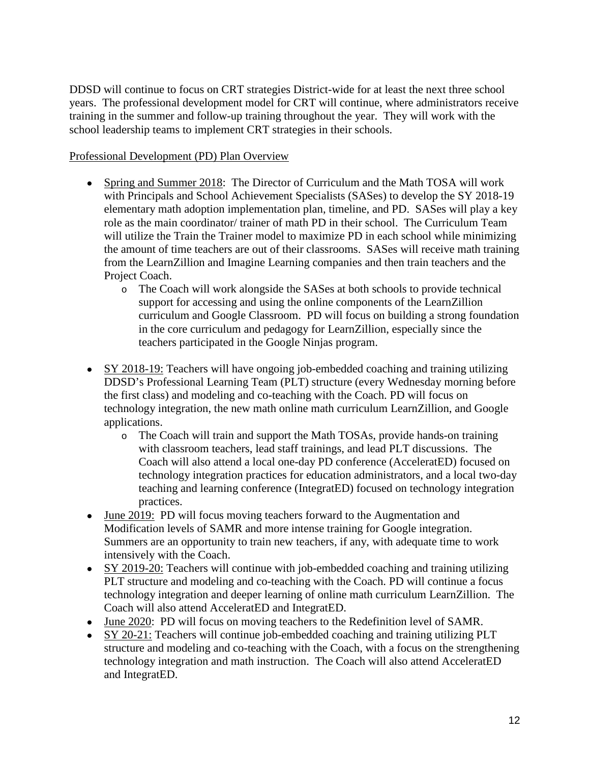DDSD will continue to focus on CRT strategies District-wide for at least the next three school years. The professional development model for CRT will continue, where administrators receive training in the summer and follow-up training throughout the year. They will work with the school leadership teams to implement CRT strategies in their schools.

<u>Professional Development (PD) Plan Overview</u>

- <u>Spring and Summer 2018</u>: The Director of Curriculum and the Math TOSA will work with Principals and School Achievement Specialists (SASes) to develop the SY 2018-19 elementary math adoption implementation plan, timeline, and PD. SASes will play a key role as the main coordinator/ trainer of math PD in their school. The Curriculum Team will utilize the Train the Trainer model to maximize PD in each school while minimizing the amount of time teachers are out of their classrooms. SASes will receive math training from the LearnZillion and Imagine Learning companies and then train teachers and the Project Coach.
  - The Coach will work alongside the SASes at both schools to provide technical support for accessing and using the online components of the LearnZillion curriculum and Google Classroom. PD will focus on building a strong foundation in the core curriculum and pedagogy for LearnZillion, especially since the teachers participated in the Google Ninjas program.
- <u>SY 2018-19:</u> Teachers will have ongoing job-embedded coaching and training utilizing DDSD's Professional Learning Team (PLT) structure (every Wednesday morning before the first class) and modeling and co-teaching with the Coach. PD will focus on technology integration, the new math online math curriculum LearnZillion, and Google applications.
  - The Coach will train and support the Math TOSAs, provide hands-on training with classroom teachers, lead staff trainings, and lead PLT discussions. The Coach will also attend a local one-day PD conference (AcceleratED) focused on technology integration practices for education administrators, and a local two-day teaching and learning conference (IntegratED) focused on technology integration practices.
- <u>June 2019:</u> PD will focus moving teachers forward to the Augmentation and Modification levels of SAMR and more intense training for Google integration. Summers are an opportunity to train new teachers, if any, with adequate time to work intensively with the Coach.
- <u>SY 2019-20:</u> Teachers will continue with job-embedded coaching and training utilizing PLT structure and modeling and co-teaching with the Coach. PD will continue a focus technology integration and deeper learning of online math curriculum LearnZillion. The Coach will also attend AcceleratED and IntegratED.
- <u>June 2020</u>: PD will focus on moving teachers to the Redefinition level of SAMR.
- <u>SY 20-21:</u> Teachers will continue job-embedded coaching and training utilizing PLT structure and modeling and co-teaching with the Coach, with a focus on the strengthening technology integration and math instruction. The Coach will also attend AcceleratED and IntegratED.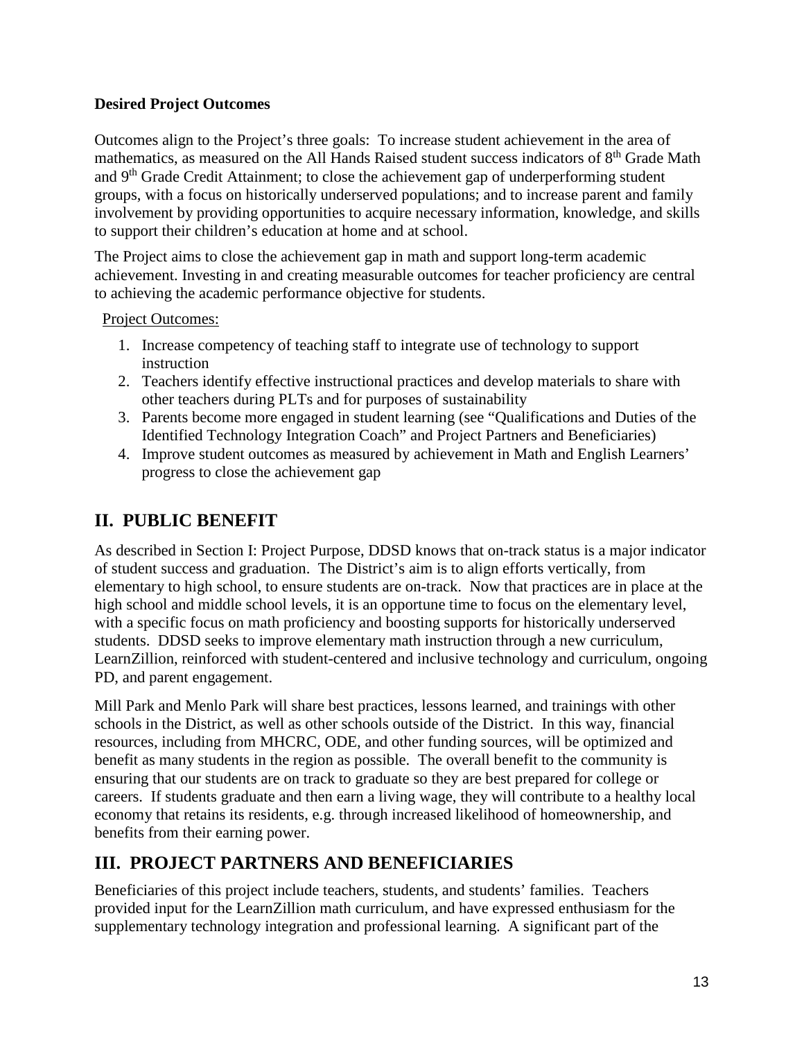**Desired Project Outcomes**

Outcomes align to the Project's three goals: To increase student achievement in the area of mathematics, as measured on the All Hands Raised student success indicators of 8th Grade Math and 9th Grade Credit Attainment; to close the achievement gap of underperforming student groups, with a focus on historically underserved populations; and to increase parent and family involvement by providing opportunities to acquire necessary information, knowledge, and skills to support their children's education at home and at school.

The Project aims to close the achievement gap in math and support long-term academic achievement. Investing in and creating measurable outcomes for teacher proficiency are central to achieving the academic performance objective for students.

Project Outcomes:

1. Increase competency of teaching staff to integrate use of technology to support instruction
2. Teachers identify effective instructional practices and develop materials to share with other teachers during PLTs and for purposes of sustainability
3. Parents become more engaged in student learning (see "Qualifications and Duties of the Identified Technology Integration Coach" and Project Partners and Beneficiaries)
4. Improve student outcomes as measured by achievement in Math and English Learners' progress to close the achievement gap

## II. PUBLIC BENEFIT

As described in Section I: Project Purpose, DDSD knows that on-track status is a major indicator of student success and graduation. The District's aim is to align efforts vertically, from elementary to high school, to ensure students are on-track. Now that practices are in place at the high school and middle school levels, it is an opportune time to focus on the elementary level, with a specific focus on math proficiency and boosting supports for historically underserved students. DDSD seeks to improve elementary math instruction through a new curriculum, LearnZillion, reinforced with student-centered and inclusive technology and curriculum, ongoing PD, and parent engagement.

Mill Park and Menlo Park will share best practices, lessons learned, and trainings with other schools in the District, as well as other schools outside of the District. In this way, financial resources, including from MHCRC, ODE, and other funding sources, will be optimized and benefit as many students in the region as possible. The overall benefit to the community is ensuring that our students are on track to graduate so they are best prepared for college or careers. If students graduate and then earn a living wage, they will contribute to a healthy local economy that retains its residents, e.g. through increased likelihood of homeownership, and benefits from their earning power.

## III. PROJECT PARTNERS AND BENEFICIARIES

Beneficiaries of this project include teachers, students, and students' families. Teachers provided input for the LearnZillion math curriculum, and have expressed enthusiasm for the supplementary technology integration and professional learning. A significant part of the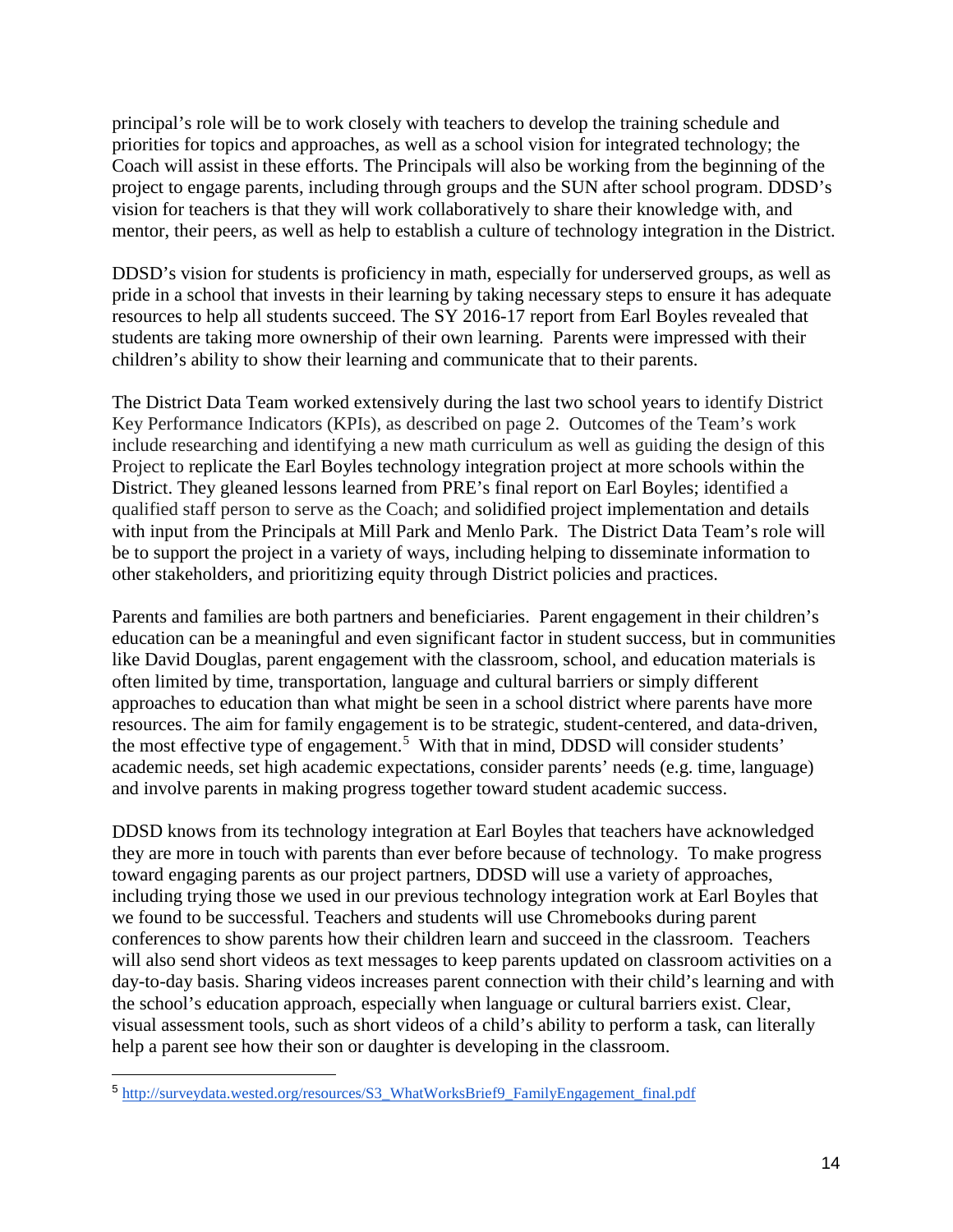principal's role will be to work closely with teachers to develop the training schedule and priorities for topics and approaches, as well as a school vision for integrated technology; the Coach will assist in these efforts. The Principals will also be working from the beginning of the project to engage parents, including through groups and the SUN after school program. DDSD's vision for teachers is that they will work collaboratively to share their knowledge with, and mentor, their peers, as well as help to establish a culture of technology integration in the District.

DDSD's vision for students is proficiency in math, especially for underserved groups, as well as pride in a school that invests in their learning by taking necessary steps to ensure it has adequate resources to help all students succeed. The SY 2016-17 report from Earl Boyles revealed that students are taking more ownership of their own learning. Parents were impressed with their children's ability to show their learning and communicate that to their parents.

The District Data Team worked extensively during the last two school years to identify District Key Performance Indicators (KPIs), as described on page 2. Outcomes of the Team's work include researching and identifying a new math curriculum as well as guiding the design of this Project to replicate the Earl Boyles technology integration project at more schools within the District. They gleaned lessons learned from PRE's final report on Earl Boyles; identified a qualified staff person to serve as the Coach; and solidified project implementation and details with input from the Principals at Mill Park and Menlo Park. The District Data Team's role will be to support the project in a variety of ways, including helping to disseminate information to other stakeholders, and prioritizing equity through District policies and practices.

Parents and families are both partners and beneficiaries. Parent engagement in their children's education can be a meaningful and even significant factor in student success, but in communities like David Douglas, parent engagement with the classroom, school, and education materials is often limited by time, transportation, language and cultural barriers or simply different approaches to education than what might be seen in a school district where parents have more resources. The aim for family engagement is to be strategic, student-centered, and data-driven, the most effective type of engagement.[5] With that in mind, DDSD will consider students' academic needs, set high academic expectations, consider parents' needs (e.g. time, language) and involve parents in making progress together toward student academic success.

DDSD knows from its technology integration at Earl Boyles that teachers have acknowledged they are more in touch with parents than ever before because of technology. To make progress toward engaging parents as our project partners, DDSD will use a variety of approaches, including trying those we used in our previous technology integration work at Earl Boyles that we found to be successful. Teachers and students will use Chromebooks during parent conferences to show parents how their children learn and succeed in the classroom. Teachers will also send short videos as text messages to keep parents updated on classroom activities on a day-to-day basis. Sharing videos increases parent connection with their child's learning and with the school's education approach, especially when language or cultural barriers exist. Clear, visual assessment tools, such as short videos of a child's ability to perform a task, can literally help a parent see how their son or daughter is developing in the classroom.

[5] http://surveydata.wested.org/resources/S3_WhatWorksBrief9_FamilyEngagement_final.pdf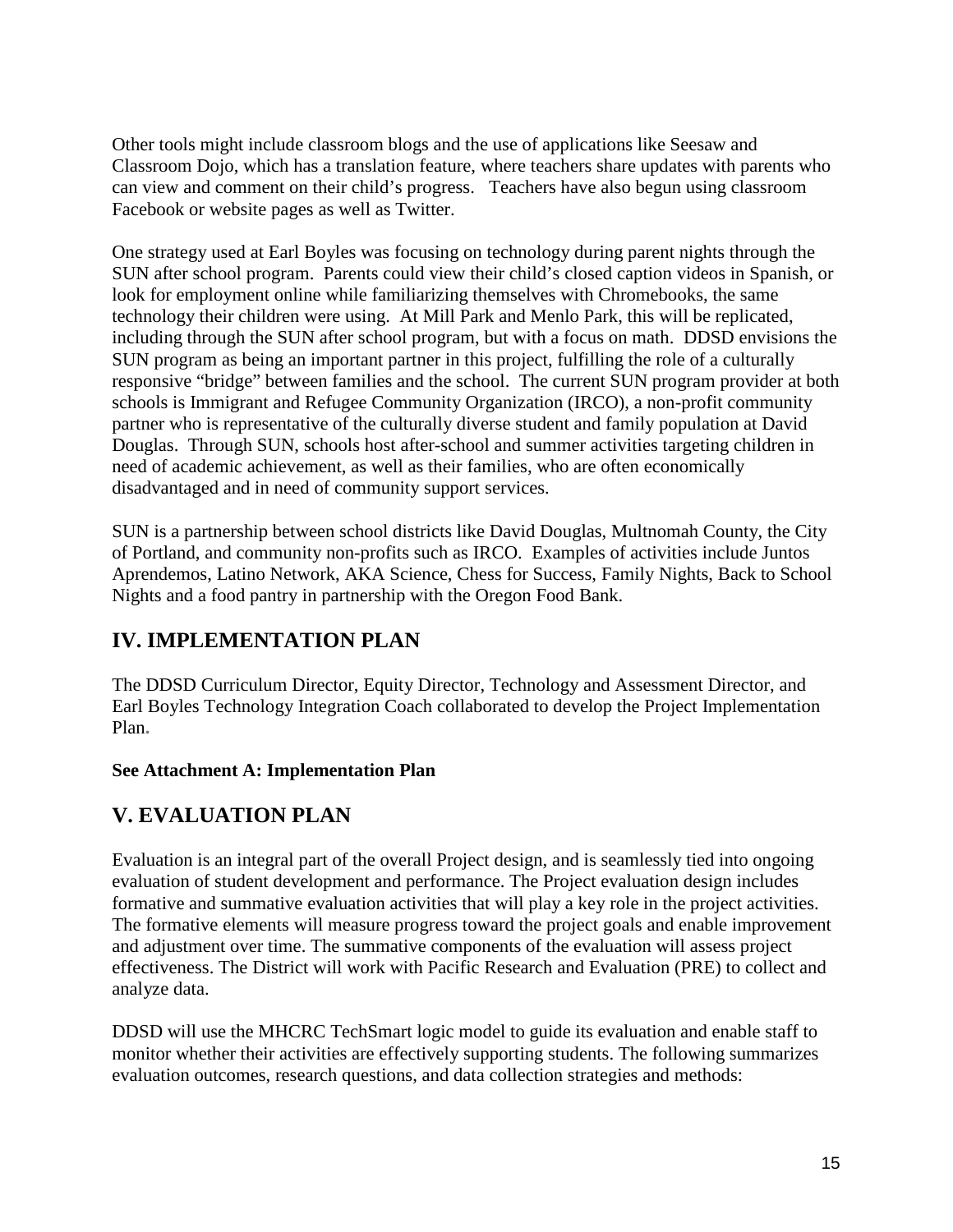Other tools might include classroom blogs and the use of applications like Seesaw and Classroom Dojo, which has a translation feature, where teachers share updates with parents who can view and comment on their child's progress. Teachers have also begun using classroom Facebook or website pages as well as Twitter.

One strategy used at Earl Boyles was focusing on technology during parent nights through the SUN after school program. Parents could view their child's closed caption videos in Spanish, or look for employment online while familiarizing themselves with Chromebooks, the same technology their children were using. At Mill Park and Menlo Park, this will be replicated, including through the SUN after school program, but with a focus on math. DDSD envisions the SUN program as being an important partner in this project, fulfilling the role of a culturally responsive "bridge" between families and the school. The current SUN program provider at both schools is Immigrant and Refugee Community Organization (IRCO), a non-profit community partner who is representative of the culturally diverse student and family population at David Douglas. Through SUN, schools host after-school and summer activities targeting children in need of academic achievement, as well as their families, who are often economically disadvantaged and in need of community support services.

SUN is a partnership between school districts like David Douglas, Multnomah County, the City of Portland, and community non-profits such as IRCO. Examples of activities include Juntos Aprendemos, Latino Network, AKA Science, Chess for Success, Family Nights, Back to School Nights and a food pantry in partnership with the Oregon Food Bank.

## IV. IMPLEMENTATION PLAN

The DDSD Curriculum Director, Equity Director, Technology and Assessment Director, and Earl Boyles Technology Integration Coach collaborated to develop the Project Implementation Plan.

**See Attachment A: Implementation Plan**

## V. EVALUATION PLAN

Evaluation is an integral part of the overall Project design, and is seamlessly tied into ongoing evaluation of student development and performance. The Project evaluation design includes formative and summative evaluation activities that will play a key role in the project activities. The formative elements will measure progress toward the project goals and enable improvement and adjustment over time. The summative components of the evaluation will assess project effectiveness. The District will work with Pacific Research and Evaluation (PRE) to collect and analyze data.

DDSD will use the MHCRC TechSmart logic model to guide its evaluation and enable staff to monitor whether their activities are effectively supporting students. The following summarizes evaluation outcomes, research questions, and data collection strategies and methods: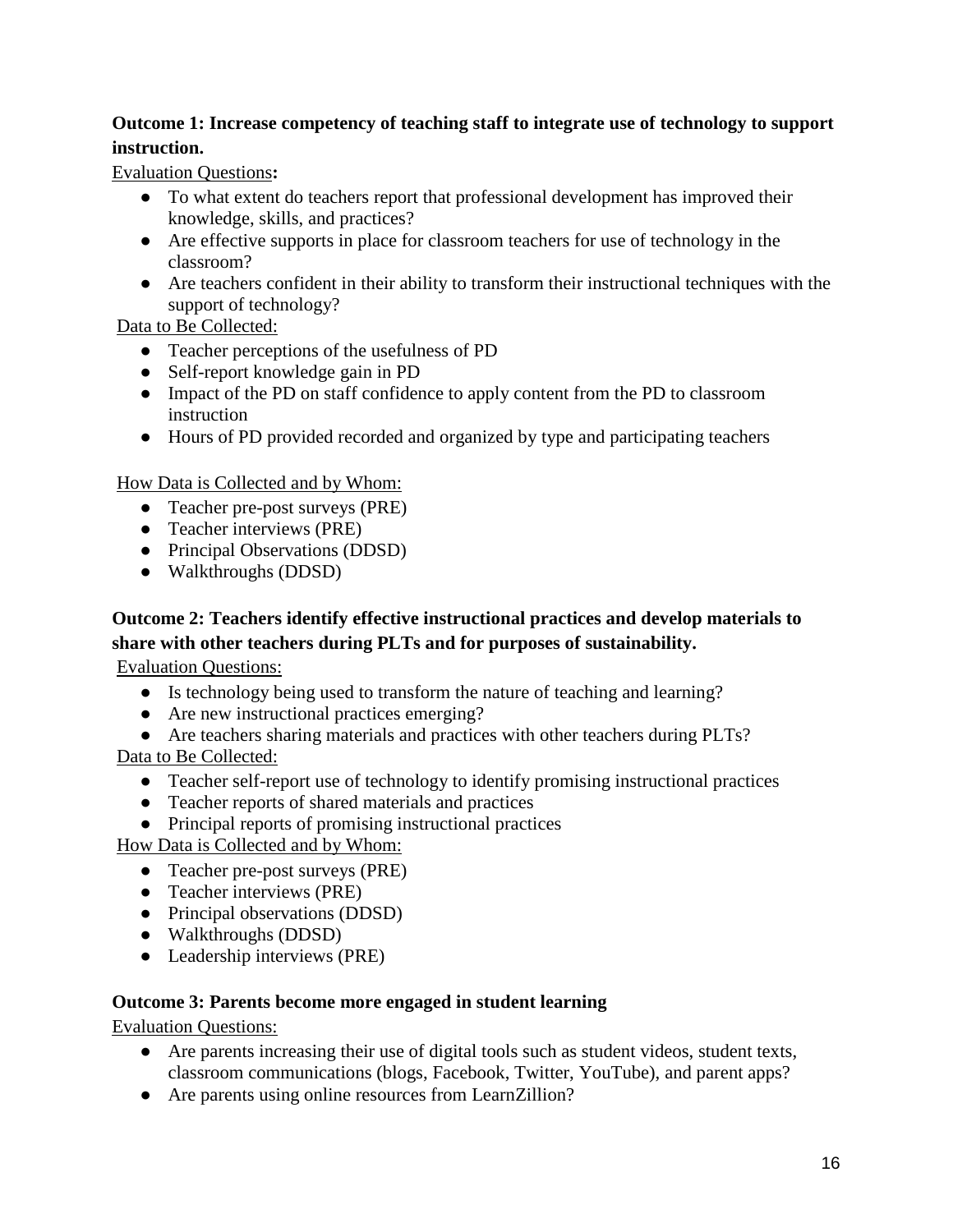**Outcome 1: Increase competency of teaching staff to integrate use of technology to support instruction.**

Evaluation Questions**:**

- To what extent do teachers report that professional development has improved their knowledge, skills, and practices?
- Are effective supports in place for classroom teachers for use of technology in the classroom?
- Are teachers confident in their ability to transform their instructional techniques with the support of technology?

Data to Be Collected:

- Teacher perceptions of the usefulness of PD
- Self-report knowledge gain in PD
- Impact of the PD on staff confidence to apply content from the PD to classroom instruction
- Hours of PD provided recorded and organized by type and participating teachers

How Data is Collected and by Whom:

- Teacher pre-post surveys (PRE)
- Teacher interviews (PRE)
- Principal Observations (DDSD)
- Walkthroughs (DDSD)

**Outcome 2: Teachers identify effective instructional practices and develop materials to share with other teachers during PLTs and for purposes of sustainability.**

Evaluation Questions:

- Is technology being used to transform the nature of teaching and learning?
- Are new instructional practices emerging?
- Are teachers sharing materials and practices with other teachers during PLTs?

Data to Be Collected:

- Teacher self-report use of technology to identify promising instructional practices
- Teacher reports of shared materials and practices
- Principal reports of promising instructional practices

How Data is Collected and by Whom:

- Teacher pre-post surveys (PRE)
- Teacher interviews (PRE)
- Principal observations (DDSD)
- Walkthroughs (DDSD)
- Leadership interviews (PRE)

**Outcome 3: Parents become more engaged in student learning**

Evaluation Questions:

- Are parents increasing their use of digital tools such as student videos, student texts, classroom communications (blogs, Facebook, Twitter, YouTube), and parent apps?
- Are parents using online resources from LearnZillion?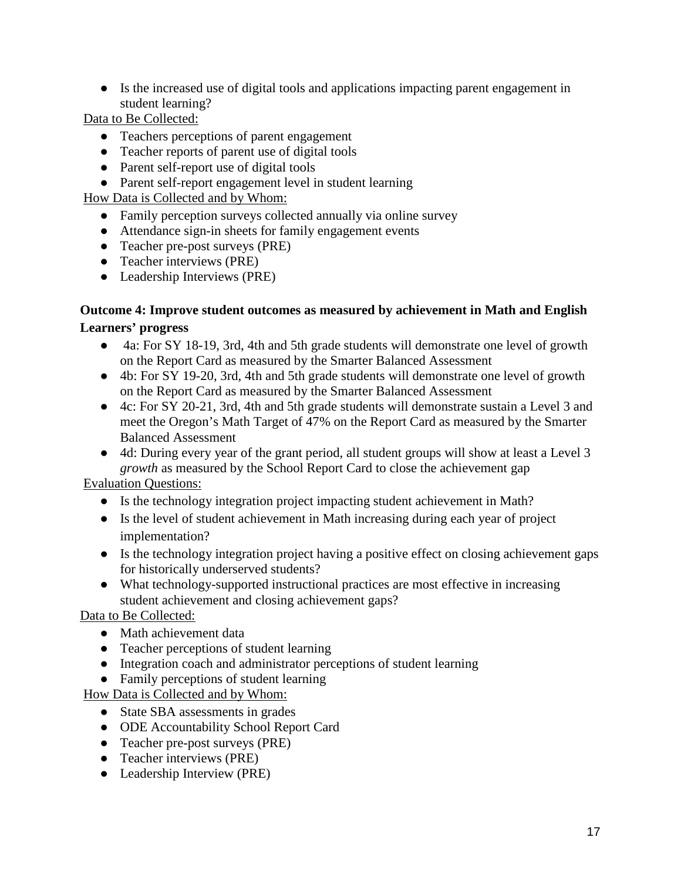- Is the increased use of digital tools and applications impacting parent engagement in student learning?

Data to Be Collected:

- Teachers perceptions of parent engagement
- Teacher reports of parent use of digital tools
- Parent self-report use of digital tools
- Parent self-report engagement level in student learning

How Data is Collected and by Whom:

- Family perception surveys collected annually via online survey
- Attendance sign-in sheets for family engagement events
- Teacher pre-post surveys (PRE)
- Teacher interviews (PRE)
- Leadership Interviews (PRE)

**Outcome 4: Improve student outcomes as measured by achievement in Math and English Learners' progress**

- 4a: For SY 18-19, 3rd, 4th and 5th grade students will demonstrate one level of growth on the Report Card as measured by the Smarter Balanced Assessment
- 4b: For SY 19-20, 3rd, 4th and 5th grade students will demonstrate one level of growth on the Report Card as measured by the Smarter Balanced Assessment
- 4c: For SY 20-21, 3rd, 4th and 5th grade students will demonstrate sustain a Level 3 and meet the Oregon's Math Target of 47% on the Report Card as measured by the Smarter Balanced Assessment
- 4d: During every year of the grant period, all student groups will show at least a Level 3 *growth* as measured by the School Report Card to close the achievement gap

Evaluation Questions:

- Is the technology integration project impacting student achievement in Math?
- Is the level of student achievement in Math increasing during each year of project implementation?
- Is the technology integration project having a positive effect on closing achievement gaps for historically underserved students?
- What technology-supported instructional practices are most effective in increasing student achievement and closing achievement gaps?

Data to Be Collected:

- Math achievement data
- Teacher perceptions of student learning
- Integration coach and administrator perceptions of student learning
- Family perceptions of student learning

How Data is Collected and by Whom:

- State SBA assessments in grades
- ODE Accountability School Report Card
- Teacher pre-post surveys (PRE)
- Teacher interviews (PRE)
- Leadership Interview (PRE)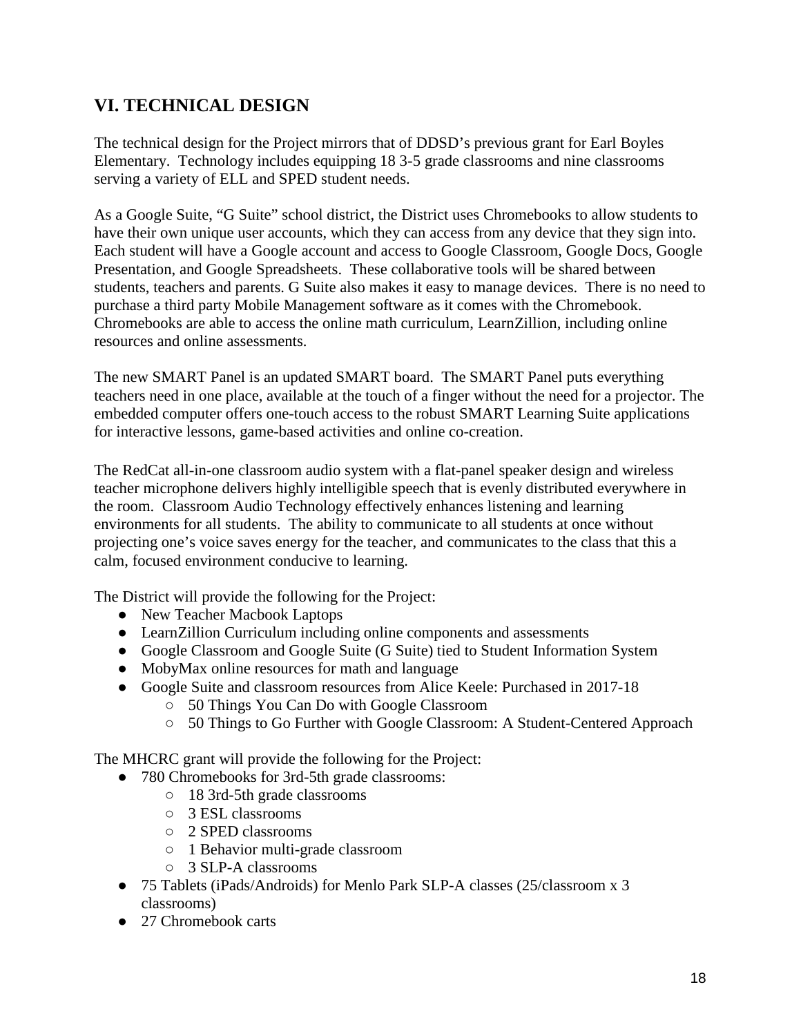## VI. TECHNICAL DESIGN

The technical design for the Project mirrors that of DDSD's previous grant for Earl Boyles Elementary. Technology includes equipping 18 3-5 grade classrooms and nine classrooms serving a variety of ELL and SPED student needs.

As a Google Suite, "G Suite" school district, the District uses Chromebooks to allow students to have their own unique user accounts, which they can access from any device that they sign into. Each student will have a Google account and access to Google Classroom, Google Docs, Google Presentation, and Google Spreadsheets. These collaborative tools will be shared between students, teachers and parents. G Suite also makes it easy to manage devices. There is no need to purchase a third party Mobile Management software as it comes with the Chromebook. Chromebooks are able to access the online math curriculum, LearnZillion, including online resources and online assessments.

The new SMART Panel is an updated SMART board. The SMART Panel puts everything teachers need in one place, available at the touch of a finger without the need for a projector. The embedded computer offers one-touch access to the robust SMART Learning Suite applications for interactive lessons, game-based activities and online co-creation.

The RedCat all-in-one classroom audio system with a flat-panel speaker design and wireless teacher microphone delivers highly intelligible speech that is evenly distributed everywhere in the room. Classroom Audio Technology effectively enhances listening and learning environments for all students. The ability to communicate to all students at once without projecting one's voice saves energy for the teacher, and communicates to the class that this a calm, focused environment conducive to learning.

The District will provide the following for the Project:

- New Teacher Macbook Laptops
- LearnZillion Curriculum including online components and assessments
- Google Classroom and Google Suite (G Suite) tied to Student Information System
- MobyMax online resources for math and language
- Google Suite and classroom resources from Alice Keele: Purchased in 2017-18
  - 50 Things You Can Do with Google Classroom
  - 50 Things to Go Further with Google Classroom: A Student-Centered Approach

The MHCRC grant will provide the following for the Project:

- 780 Chromebooks for 3rd-5th grade classrooms:
  - 18 3rd-5th grade classrooms
  - 3 ESL classrooms
  - 2 SPED classrooms
  - 1 Behavior multi-grade classroom
  - 3 SLP-A classrooms
- 75 Tablets (iPads/Androids) for Menlo Park SLP-A classes (25/classroom x 3 classrooms)
- 27 Chromebook carts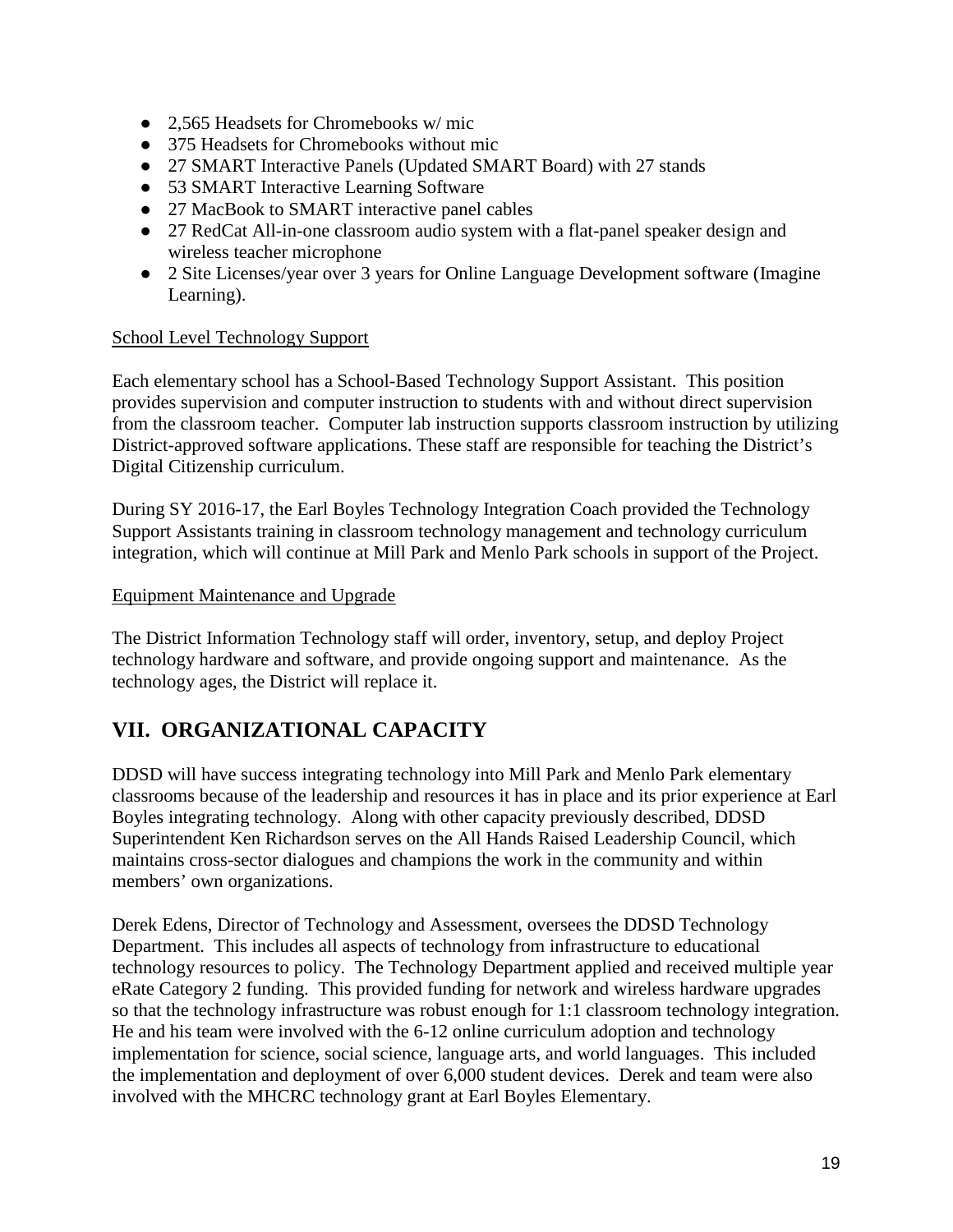- 2,565 Headsets for Chromebooks w/ mic
- 375 Headsets for Chromebooks without mic
- 27 SMART Interactive Panels (Updated SMART Board) with 27 stands
- 53 SMART Interactive Learning Software
- 27 MacBook to SMART interactive panel cables
- 27 RedCat All-in-one classroom audio system with a flat-panel speaker design and wireless teacher microphone
- 2 Site Licenses/year over 3 years for Online Language Development software (Imagine Learning).

<u>School Level Technology Support</u>

Each elementary school has a School-Based Technology Support Assistant. This position provides supervision and computer instruction to students with and without direct supervision from the classroom teacher. Computer lab instruction supports classroom instruction by utilizing District-approved software applications. These staff are responsible for teaching the District's Digital Citizenship curriculum.

During SY 2016-17, the Earl Boyles Technology Integration Coach provided the Technology Support Assistants training in classroom technology management and technology curriculum integration, which will continue at Mill Park and Menlo Park schools in support of the Project.

<u>Equipment Maintenance and Upgrade</u>

The District Information Technology staff will order, inventory, setup, and deploy Project technology hardware and software, and provide ongoing support and maintenance. As the technology ages, the District will replace it.

## VII. ORGANIZATIONAL CAPACITY

DDSD will have success integrating technology into Mill Park and Menlo Park elementary classrooms because of the leadership and resources it has in place and its prior experience at Earl Boyles integrating technology. Along with other capacity previously described, DDSD Superintendent Ken Richardson serves on the All Hands Raised Leadership Council, which maintains cross-sector dialogues and champions the work in the community and within members' own organizations.

Derek Edens, Director of Technology and Assessment, oversees the DDSD Technology Department. This includes all aspects of technology from infrastructure to educational technology resources to policy. The Technology Department applied and received multiple year eRate Category 2 funding. This provided funding for network and wireless hardware upgrades so that the technology infrastructure was robust enough for 1:1 classroom technology integration. He and his team were involved with the 6-12 online curriculum adoption and technology implementation for science, social science, language arts, and world languages. This included the implementation and deployment of over 6,000 student devices. Derek and team were also involved with the MHCRC technology grant at Earl Boyles Elementary.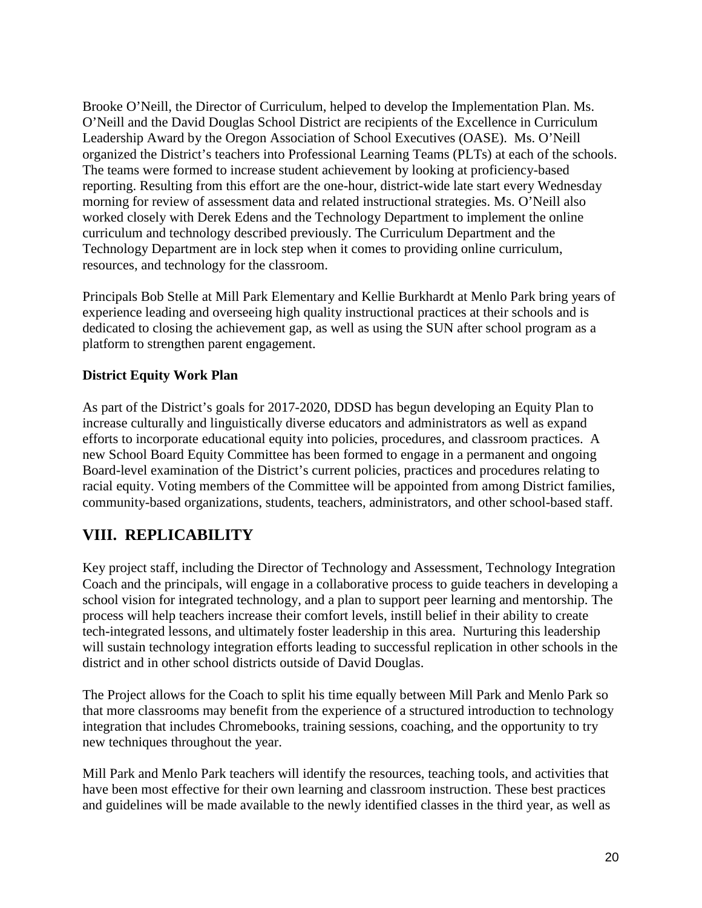Brooke O'Neill, the Director of Curriculum, helped to develop the Implementation Plan. Ms. O'Neill and the David Douglas School District are recipients of the Excellence in Curriculum Leadership Award by the Oregon Association of School Executives (OASE). Ms. O'Neill organized the District's teachers into Professional Learning Teams (PLTs) at each of the schools. The teams were formed to increase student achievement by looking at proficiency-based reporting. Resulting from this effort are the one-hour, district-wide late start every Wednesday morning for review of assessment data and related instructional strategies. Ms. O'Neill also worked closely with Derek Edens and the Technology Department to implement the online curriculum and technology described previously. The Curriculum Department and the Technology Department are in lock step when it comes to providing online curriculum, resources, and technology for the classroom.

Principals Bob Stelle at Mill Park Elementary and Kellie Burkhardt at Menlo Park bring years of experience leading and overseeing high quality instructional practices at their schools and is dedicated to closing the achievement gap, as well as using the SUN after school program as a platform to strengthen parent engagement.

**District Equity Work Plan**

As part of the District's goals for 2017-2020, DDSD has begun developing an Equity Plan to increase culturally and linguistically diverse educators and administrators as well as expand efforts to incorporate educational equity into policies, procedures, and classroom practices. A new School Board Equity Committee has been formed to engage in a permanent and ongoing Board-level examination of the District's current policies, practices and procedures relating to racial equity. Voting members of the Committee will be appointed from among District families, community-based organizations, students, teachers, administrators, and other school-based staff.

## VIII. REPLICABILITY

Key project staff, including the Director of Technology and Assessment, Technology Integration Coach and the principals, will engage in a collaborative process to guide teachers in developing a school vision for integrated technology, and a plan to support peer learning and mentorship. The process will help teachers increase their comfort levels, instill belief in their ability to create tech-integrated lessons, and ultimately foster leadership in this area. Nurturing this leadership will sustain technology integration efforts leading to successful replication in other schools in the district and in other school districts outside of David Douglas.

The Project allows for the Coach to split his time equally between Mill Park and Menlo Park so that more classrooms may benefit from the experience of a structured introduction to technology integration that includes Chromebooks, training sessions, coaching, and the opportunity to try new techniques throughout the year.

Mill Park and Menlo Park teachers will identify the resources, teaching tools, and activities that have been most effective for their own learning and classroom instruction. These best practices and guidelines will be made available to the newly identified classes in the third year, as well as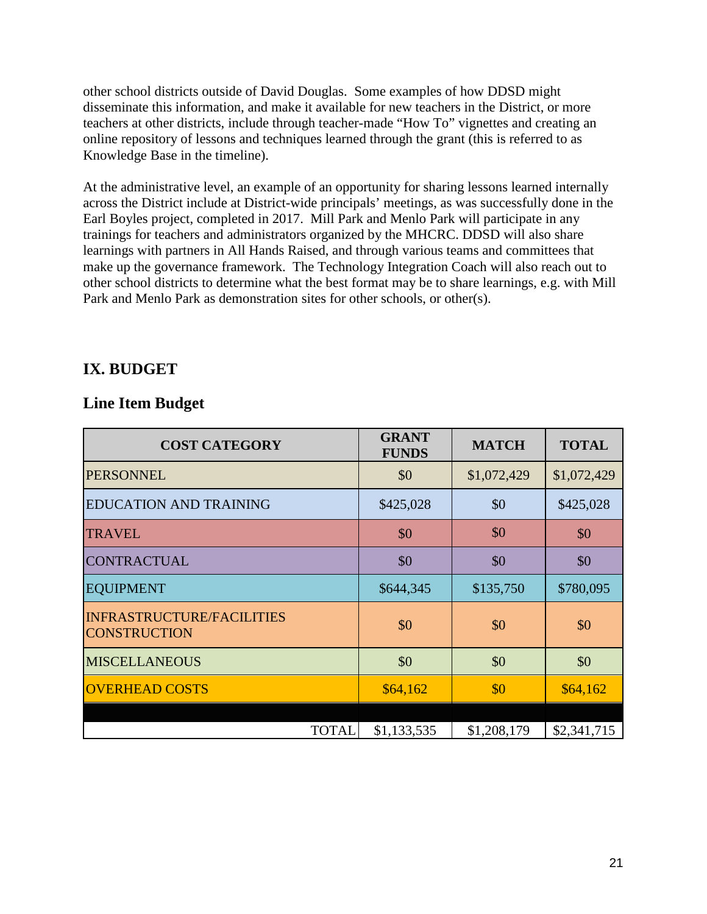other school districts outside of David Douglas. Some examples of how DDSD might disseminate this information, and make it available for new teachers in the District, or more teachers at other districts, include through teacher-made "How To" vignettes and creating an online repository of lessons and techniques learned through the grant (this is referred to as Knowledge Base in the timeline).

At the administrative level, an example of an opportunity for sharing lessons learned internally across the District include at District-wide principals' meetings, as was successfully done in the Earl Boyles project, completed in 2017. Mill Park and Menlo Park will participate in any trainings for teachers and administrators organized by the MHCRC. DDSD will also share learnings with partners in All Hands Raised, and through various teams and committees that make up the governance framework. The Technology Integration Coach will also reach out to other school districts to determine what the best format may be to share learnings, e.g. with Mill Park and Menlo Park as demonstration sites for other schools, or other(s).

## IX. BUDGET

### Line Item Budget

| COST CATEGORY | GRANT FUNDS | MATCH | TOTAL |
|---|---|---|---|
| PERSONNEL | $0 | $1,072,429 | $1,072,429 |
| EDUCATION AND TRAINING | $425,028 | $0 | $425,028 |
| TRAVEL | $0 | $0 | $0 |
| CONTRACTUAL | $0 | $0 | $0 |
| EQUIPMENT | $644,345 | $135,750 | $780,095 |
| INFRASTRUCTURE/FACILITIES CONSTRUCTION | $0 | $0 | $0 |
| MISCELLANEOUS | $0 | $0 | $0 |
| OVERHEAD COSTS | $64,162 | $0 | $64,162 |
| | | | |
| TOTAL | $1,133,535 | $1,208,179 | $2,341,715 |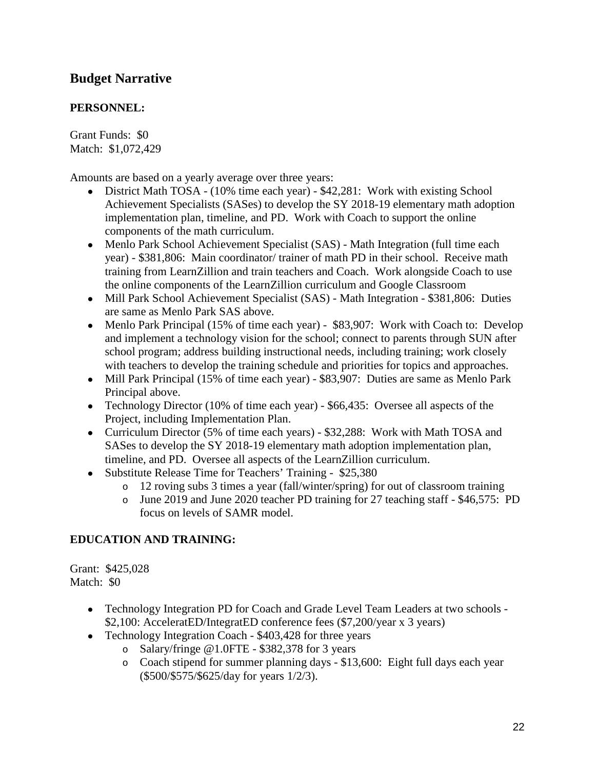## Budget Narrative

**PERSONNEL:**

Grant Funds: $0
Match: $1,072,429

Amounts are based on a yearly average over three years:

- District Math TOSA - (10% time each year) - $42,281: Work with existing School Achievement Specialists (SASes) to develop the SY 2018-19 elementary math adoption implementation plan, timeline, and PD. Work with Coach to support the online components of the math curriculum.
- Menlo Park School Achievement Specialist (SAS) - Math Integration (full time each year) - $381,806: Main coordinator/ trainer of math PD in their school. Receive math training from LearnZillion and train teachers and Coach. Work alongside Coach to use the online components of the LearnZillion curriculum and Google Classroom
- Mill Park School Achievement Specialist (SAS) - Math Integration - $381,806: Duties are same as Menlo Park SAS above.
- Menlo Park Principal (15% of time each year) - $83,907: Work with Coach to: Develop and implement a technology vision for the school; connect to parents through SUN after school program; address building instructional needs, including training; work closely with teachers to develop the training schedule and priorities for topics and approaches.
- Mill Park Principal (15% of time each year) - $83,907: Duties are same as Menlo Park Principal above.
- Technology Director (10% of time each year) - $66,435: Oversee all aspects of the Project, including Implementation Plan.
- Curriculum Director (5% of time each years) - $32,288: Work with Math TOSA and SASes to develop the SY 2018-19 elementary math adoption implementation plan, timeline, and PD. Oversee all aspects of the LearnZillion curriculum.
- Substitute Release Time for Teachers' Training - $25,380
    - 12 roving subs 3 times a year (fall/winter/spring) for out of classroom training
    - June 2019 and June 2020 teacher PD training for 27 teaching staff - $46,575: PD focus on levels of SAMR model.

**EDUCATION AND TRAINING:**

Grant: $425,028
Match: $0

- Technology Integration PD for Coach and Grade Level Team Leaders at two schools - $2,100: AcceleratED/IntegratED conference fees ($7,200/year x 3 years)
- Technology Integration Coach - $403,428 for three years
    - Salary/fringe @1.0FTE - $382,378 for 3 years
    - Coach stipend for summer planning days - $13,600: Eight full days each year ($500/$575/$625/day for years 1/2/3).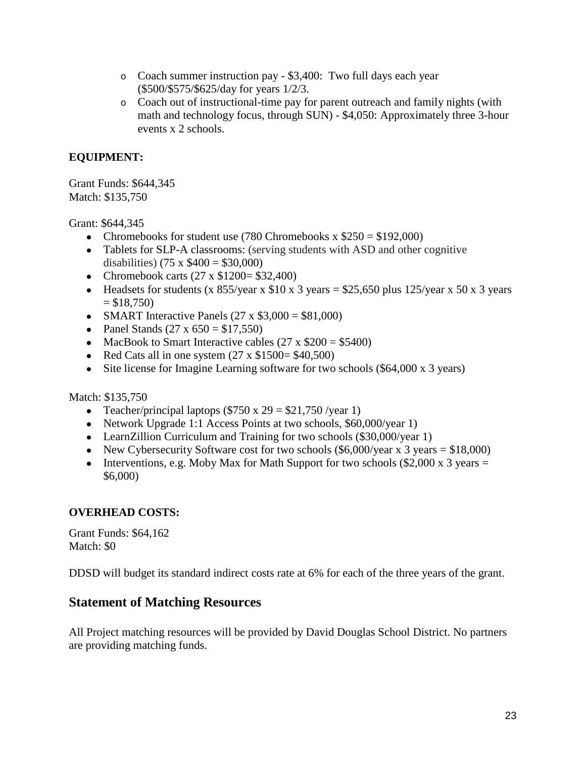- Coach summer instruction pay - $3,400: Two full days each year ($500/$575/$625/day for years 1/2/3.
- Coach out of instructional-time pay for parent outreach and family nights (with math and technology focus, through SUN) - $4,050: Approximately three 3-hour events x 2 schools.

**EQUIPMENT:**

Grant Funds: $644,345
Match: $135,750

Grant: $644,345

- Chromebooks for student use (780 Chromebooks x $250 = $192,000)
- Tablets for SLP-A classrooms: (serving students with ASD and other cognitive disabilities) (75 x $400 = $30,000)
- Chromebook carts (27 x $1200= $32,400)
- Headsets for students (x 855/year x $10 x 3 years = $25,650 plus 125/year x 50 x 3 years = $18,750)
- SMART Interactive Panels (27 x $3,000 = $81,000)
- Panel Stands (27 x 650 = $17,550)
- MacBook to Smart Interactive cables (27 x $200 = $5400)
- Red Cats all in one system (27 x $1500= $40,500)
- Site license for Imagine Learning software for two schools ($64,000 x 3 years)

Match: $135,750

- Teacher/principal laptops ($750 x 29 = $21,750 /year 1)
- Network Upgrade 1:1 Access Points at two schools, $60,000/year 1)
- LearnZillion Curriculum and Training for two schools ($30,000/year 1)
- New Cybersecurity Software cost for two schools ($6,000/year x 3 years = $18,000)
- Interventions, e.g. Moby Max for Math Support for two schools ($2,000 x 3 years = $6,000)

**OVERHEAD COSTS:**

Grant Funds: $64,162
Match: $0

DDSD will budget its standard indirect costs rate at 6% for each of the three years of the grant.

## Statement of Matching Resources

All Project matching resources will be provided by David Douglas School District. No partners are providing matching funds.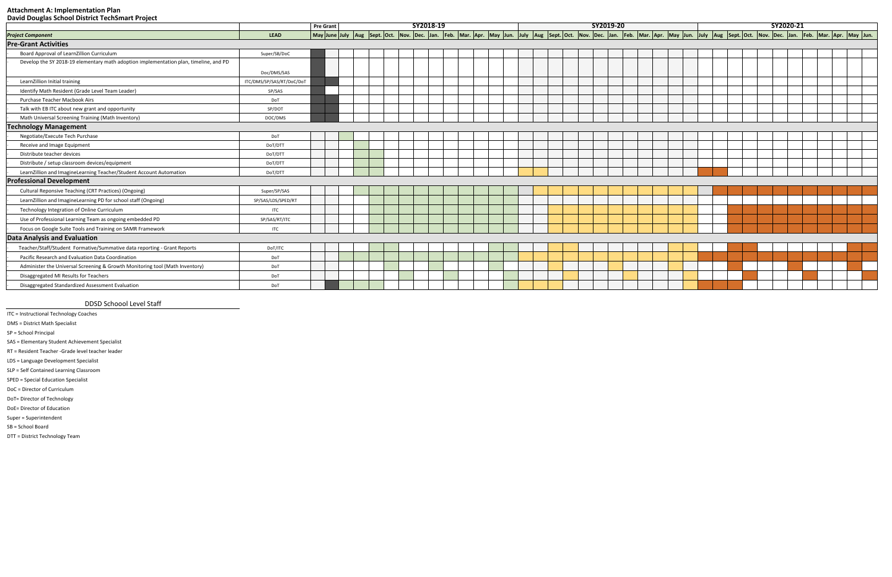**Attachment A: Implementation Plan**
**David Douglas School District TechSmart Project**

| | | Pre Grant | | SY2018-19 | | | | | | | | | | | | SY2019-20 | | | | | | | | | | | | SY2020-21 | | | | | | | | | | | |
|---|---|---|---|---|---|---|---|---|---|---|---|---|---|---|---|---|---|---|---|---|---|---|---|---|---|---|---|---|---|---|---|---|---|---|---|---|---|---|---|
| ***Project Component*** | **LEAD** | May | June | July | Aug | Sept. | Oct. | Nov. | Dec. | Jan. | Feb. | Mar. | Apr. | May | Jun. | July | Aug | Sept. | Oct. | Nov. | Dec. | Jan. | Feb. | Mar. | Apr. | May | Jun. | July | Aug | Sept. | Oct. | Nov. | Dec. | Jan. | Feb. | Mar. | Apr. | May | Jun. |
| **Pre-Grant Activities** | | | | | | | | | | | | | | | | | | | | | | | | | | | | | | | | | | | | | | | |
| Board Approval of LearnZillion Curriculum | Super/SB/DoC | | | | | | | | | | | | | | | | | | | | | | | | | | | | | | | | | | | | | | |
| Develop the SY 2018-19 elementary math adoption implementation plan, timeline, and PD | Doc/DMS/SAS | | | | | | | | | | | | | | | | | | | | | | | | | | | | | | | | | | | | | | |
| LearnZillion Initial training | ITC/DMS/SP/SAS/RT/DoC/DoT | | | | | | | | | | | | | | | | | | | | | | | | | | | | | | | | | | | | | | |
| Identify Math Resident (Grade Level Team Leader) | SP/SAS | | | | | | | | | | | | | | | | | | | | | | | | | | | | | | | | | | | | | | |
| Purchase Teacher Macbook Airs | DoT | | | | | | | | | | | | | | | | | | | | | | | | | | | | | | | | | | | | | | |
| Talk with EB ITC about new grant and opportunity | SP/DOT | | | | | | | | | | | | | | | | | | | | | | | | | | | | | | | | | | | | | | |
| Math Universal Screening Training (Math Inventory) | DOC/DMS | | | | | | | | | | | | | | | | | | | | | | | | | | | | | | | | | | | | | | |
| **Technology Management** | | | | | | | | | | | | | | | | | | | | | | | | | | | | | | | | | | | | | | | |
| Negotiate/Execute Tech Purchase | DoT | | | | | | | | | | | | | | | | | | | | | | | | | | | | | | | | | | | | | | |
| Receive and Image Equipment | DoT/DTT | | | | | | | | | | | | | | | | | | | | | | | | | | | | | | | | | | | | | | |
| Distribute teacher devices | DoT/DTT | | | | | | | | | | | | | | | | | | | | | | | | | | | | | | | | | | | | | | |
| Distribute / setup classroom devices/equipment | DoT/DTT | | | | | | | | | | | | | | | | | | | | | | | | | | | | | | | | | | | | | | |
| LearnZillion and ImagineLearning Teacher/Student Account Automation | DoT/DTT | | | | | | | | | | | | | | | | | | | | | | | | | | | | | | | | | | | | | | |
| **Professional Development** | | | | | | | | | | | | | | | | | | | | | | | | | | | | | | | | | | | | | | | |
| Cultural Reponsive Teaching (CRT Practices) (Ongoing) | Super/SP/SAS | | | | | | | | | | | | | | | | | | | | | | | | | | | | | | | | | | | | | | |
| LearnZillion and ImagineLearning PD for school staff (Ongoing) | SP/SAS/LDS/SPED/RT | | | | | | | | | | | | | | | | | | | | | | | | | | | | | | | | | | | | | | |
| Technology Integration of Online Curriculum | ITC | | | | | | | | | | | | | | | | | | | | | | | | | | | | | | | | | | | | | | |
| Use of Professional Learning Team as ongoing embedded PD | SP/SAS/RT/ITC | | | | | | | | | | | | | | | | | | | | | | | | | | | | | | | | | | | | | | |
| Focus on Google Suite Tools and Training on SAMR Framework | ITC | | | | | | | | | | | | | | | | | | | | | | | | | | | | | | | | | | | | | | |
| **Data Analysis and Evaluation** | | | | | | | | | | | | | | | | | | | | | | | | | | | | | | | | | | | | | | | |
| Teacher/Staff/Student Formative/Summative data reporting - Grant Reports | DoT/ITC | | | | | | | | | | | | | | | | | | | | | | | | | | | | | | | | | | | | | | |
| Pacific Research and Evaluation Data Coordination | DoT | | | | | | | | | | | | | | | | | | | | | | | | | | | | | | | | | | | | | | |
| Administer the Universal Screening & Growth Monitoring tool (Math Inventory) | DoT | | | | | | | | | | | | | | | | | | | | | | | | | | | | | | | | | | | | | | |
| Disaggregated MI Results for Teachers | DoT | | | | | | | | | | | | | | | | | | | | | | | | | | | | | | | | | | | | | | |
| Disaggregated Standardized Assessment Evaluation | DoT | | | | | | | | | | | | | | | | | | | | | | | | | | | | | | | | | | | | | | |

DDSD Schoool Level Staff

ITC = Instructional Technology Coaches
DMS = District Math Specialist
SP = School Principal
SAS = Elementary Student Achievement Specialist
RT = Resident Teacher -Grade level teacher leader
LDS = Language Development Specialist
SLP = Self Contained Learning Classroom
SPED = Special Education Specialist
DoC = Director of Curriculum
DoT= Director of Technology
DoE= Director of Education
Super = Superintendent
SB = School Board
DTT = District Technology Team